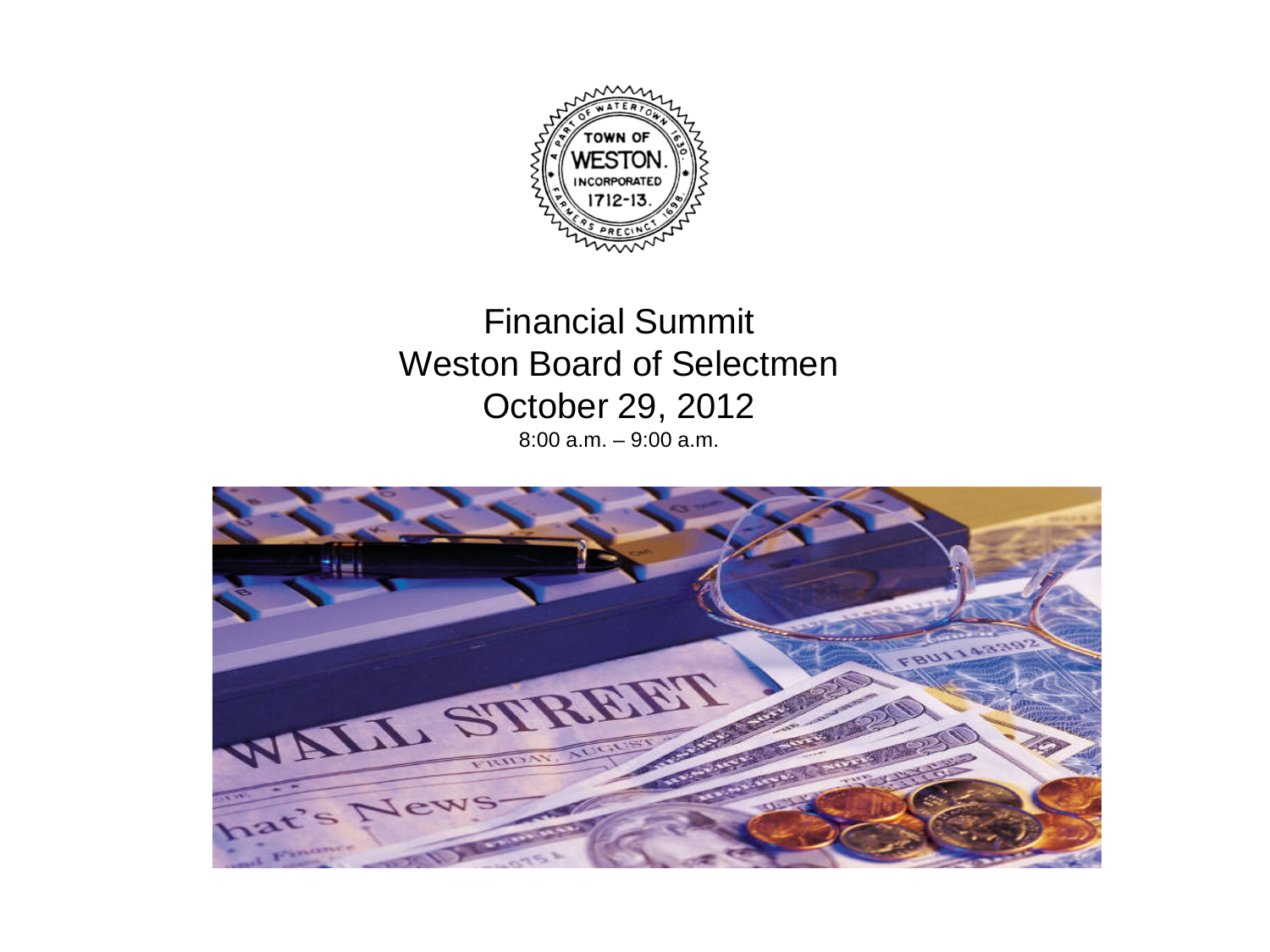# Financial Summit
## Weston Board of Selectmen
## October 29, 2012

8:00 a.m. – 9:00 a.m.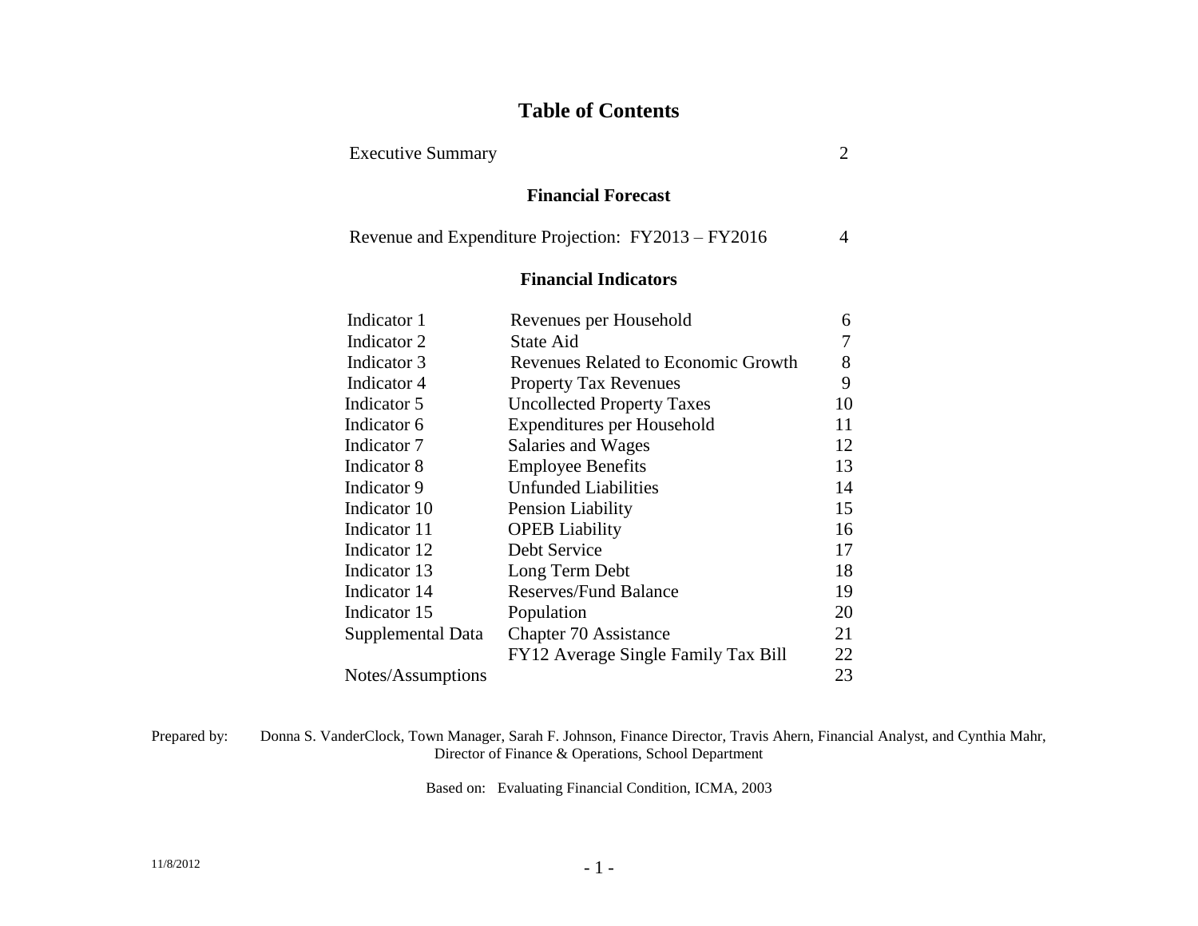# Table of Contents

| | | |
|---|---|---|
| Executive Summary | | 2 |

## Financial Forecast

| | | |
|---|---|---|
| Revenue and Expenditure Projection: FY2013 – FY2016 | | 4 |

## Financial Indicators

| | | |
|---|---|---|
| Indicator 1 | Revenues per Household | 6 |
| Indicator 2 | State Aid | 7 |
| Indicator 3 | Revenues Related to Economic Growth | 8 |
| Indicator 4 | Property Tax Revenues | 9 |
| Indicator 5 | Uncollected Property Taxes | 10 |
| Indicator 6 | Expenditures per Household | 11 |
| Indicator 7 | Salaries and Wages | 12 |
| Indicator 8 | Employee Benefits | 13 |
| Indicator 9 | Unfunded Liabilities | 14 |
| Indicator 10 | Pension Liability | 15 |
| Indicator 11 | OPEB Liability | 16 |
| Indicator 12 | Debt Service | 17 |
| Indicator 13 | Long Term Debt | 18 |
| Indicator 14 | Reserves/Fund Balance | 19 |
| Indicator 15 | Population | 20 |
| Supplemental Data | Chapter 70 Assistance | 21 |
| | FY12 Average Single Family Tax Bill | 22 |
| Notes/Assumptions | | 23 |

Prepared by: Donna S. VanderClock, Town Manager, Sarah F. Johnson, Finance Director, Travis Ahern, Financial Analyst, and Cynthia Mahr, Director of Finance & Operations, School Department

Based on: Evaluating Financial Condition, ICMA, 2003

11/8/2012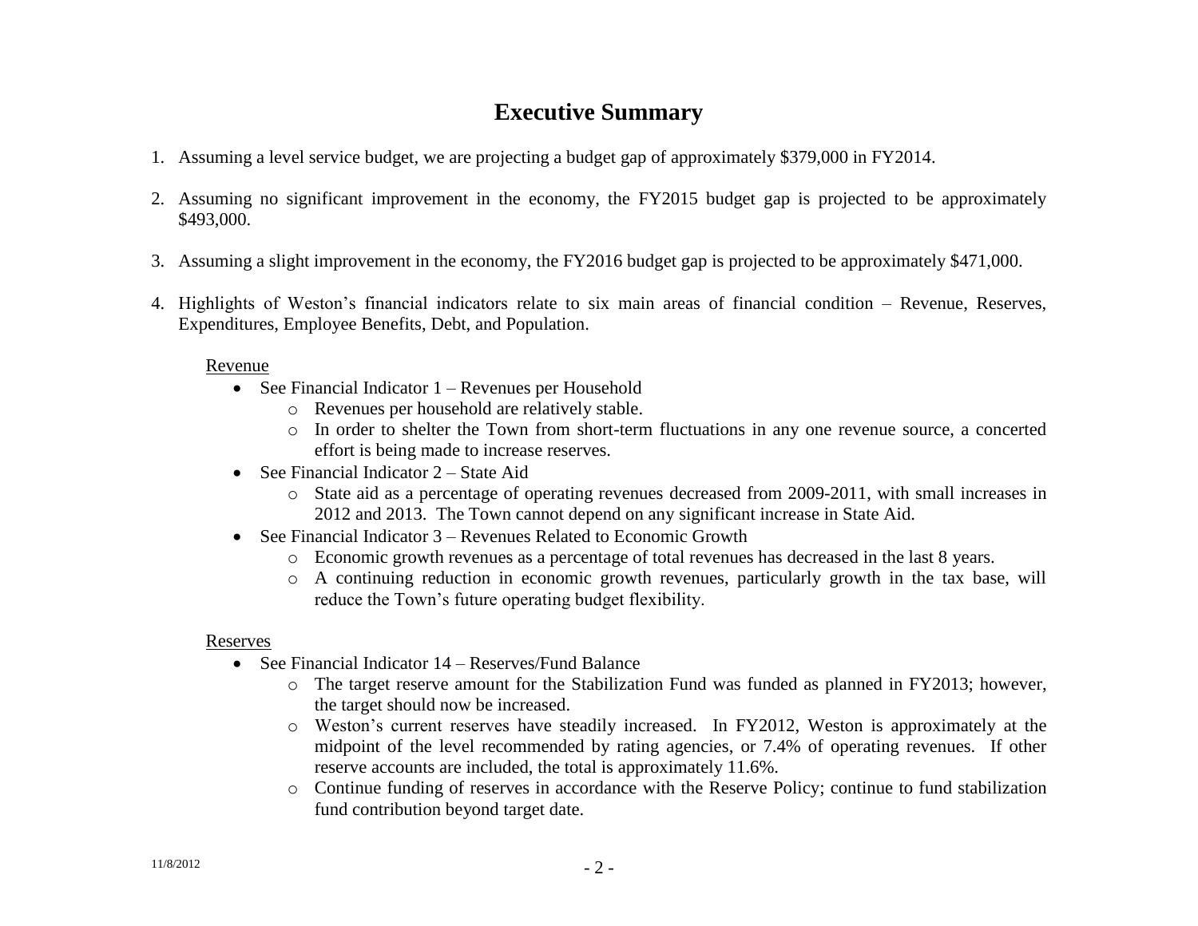# Executive Summary

1. Assuming a level service budget, we are projecting a budget gap of approximately $379,000 in FY2014.

2. Assuming no significant improvement in the economy, the FY2015 budget gap is projected to be approximately $493,000.

3. Assuming a slight improvement in the economy, the FY2016 budget gap is projected to be approximately $471,000.

4. Highlights of Weston's financial indicators relate to six main areas of financial condition – Revenue, Reserves, Expenditures, Employee Benefits, Debt, and Population.

   Revenue

   - See Financial Indicator 1 – Revenues per Household
     - Revenues per household are relatively stable.
     - In order to shelter the Town from short-term fluctuations in any one revenue source, a concerted effort is being made to increase reserves.
   - See Financial Indicator 2 – State Aid
     - State aid as a percentage of operating revenues decreased from 2009-2011, with small increases in 2012 and 2013. The Town cannot depend on any significant increase in State Aid.
   - See Financial Indicator 3 – Revenues Related to Economic Growth
     - Economic growth revenues as a percentage of total revenues has decreased in the last 8 years.
     - A continuing reduction in economic growth revenues, particularly growth in the tax base, will reduce the Town's future operating budget flexibility.

   Reserves

   - See Financial Indicator 14 – Reserves/Fund Balance
     - The target reserve amount for the Stabilization Fund was funded as planned in FY2013; however, the target should now be increased.
     - Weston's current reserves have steadily increased. In FY2012, Weston is approximately at the midpoint of the level recommended by rating agencies, or 7.4% of operating revenues. If other reserve accounts are included, the total is approximately 11.6%.
     - Continue funding of reserves in accordance with the Reserve Policy; continue to fund stabilization fund contribution beyond target date.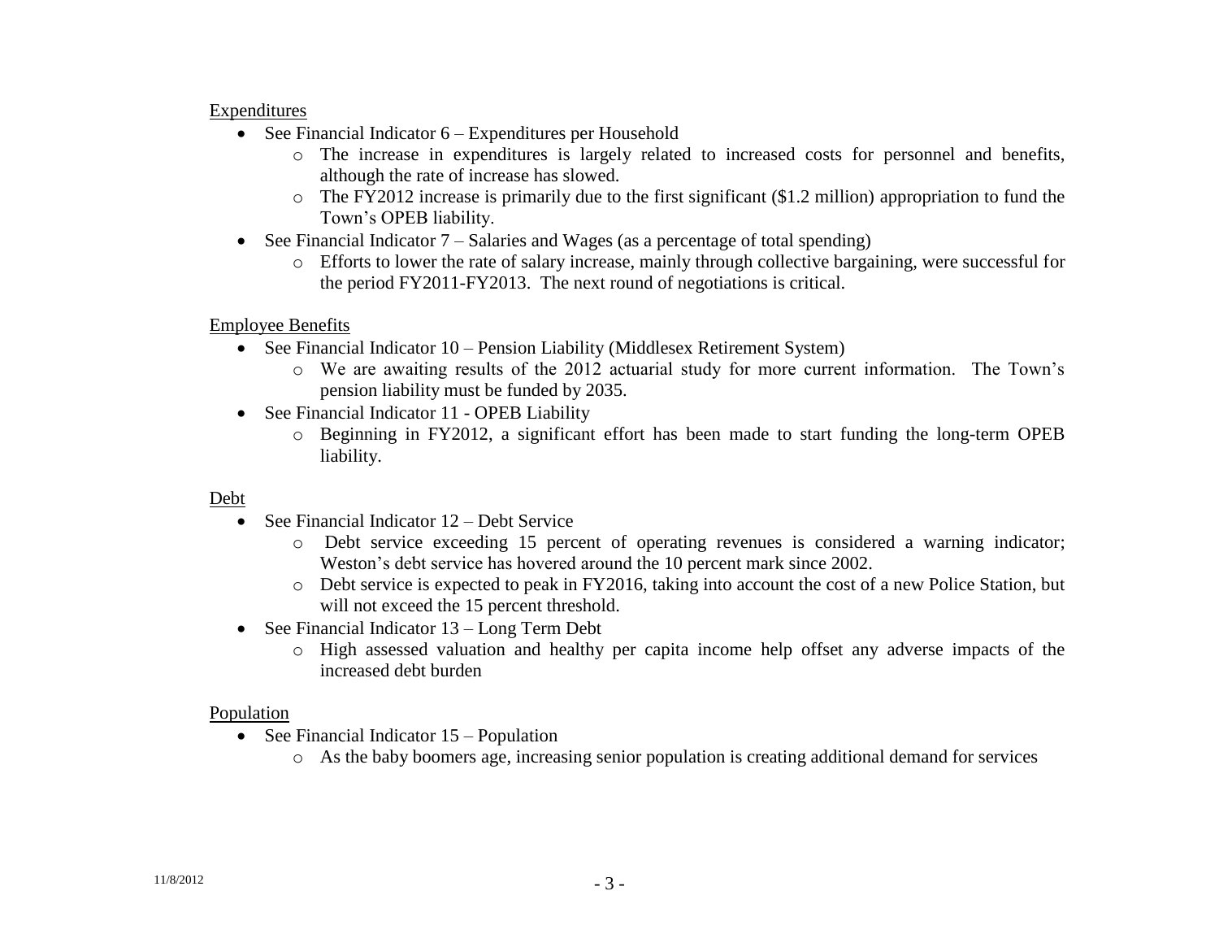Expenditures

- See Financial Indicator 6 – Expenditures per Household
  - The increase in expenditures is largely related to increased costs for personnel and benefits, although the rate of increase has slowed.
  - The FY2012 increase is primarily due to the first significant ($1.2 million) appropriation to fund the Town's OPEB liability.
- See Financial Indicator 7 – Salaries and Wages (as a percentage of total spending)
  - Efforts to lower the rate of salary increase, mainly through collective bargaining, were successful for the period FY2011-FY2013. The next round of negotiations is critical.

Employee Benefits

- See Financial Indicator 10 – Pension Liability (Middlesex Retirement System)
  - We are awaiting results of the 2012 actuarial study for more current information. The Town's pension liability must be funded by 2035.
- See Financial Indicator 11 - OPEB Liability
  - Beginning in FY2012, a significant effort has been made to start funding the long-term OPEB liability.

Debt

- See Financial Indicator 12 – Debt Service
  - Debt service exceeding 15 percent of operating revenues is considered a warning indicator; Weston's debt service has hovered around the 10 percent mark since 2002.
  - Debt service is expected to peak in FY2016, taking into account the cost of a new Police Station, but will not exceed the 15 percent threshold.
- See Financial Indicator 13 – Long Term Debt
  - High assessed valuation and healthy per capita income help offset any adverse impacts of the increased debt burden

Population

- See Financial Indicator 15 – Population
  - As the baby boomers age, increasing senior population is creating additional demand for services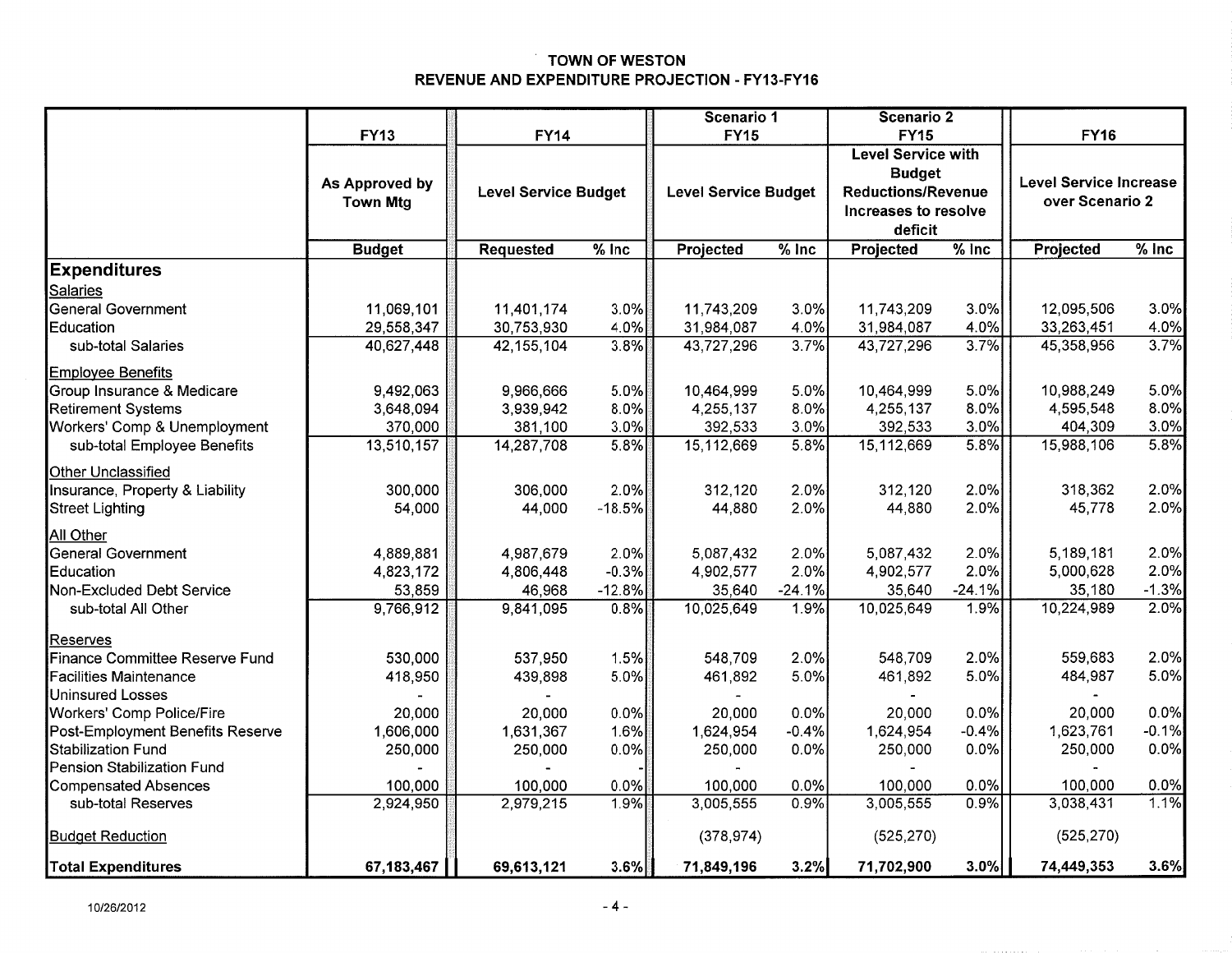# TOWN OF WESTON
## REVENUE AND EXPENDITURE PROJECTION - FY13-FY16

| | FY13 | FY14 | | Scenario 1 FY15 | | Scenario 2 FY15 | | FY16 | |
|---|---|---|---|---|---|---|---|---|---|
| | As Approved by Town Mtg | Level Service Budget | | Level Service Budget | | Level Service with Budget Reductions/Revenue Increases to resolve deficit | | Level Service Increase over Scenario 2 | |
| | Budget | Requested | % Inc | Projected | % Inc | Projected | % Inc | Projected | % Inc |
| **Expenditures** | | | | | | | | | |
| Salaries | | | | | | | | | |
| General Government | 11,069,101 | 11,401,174 | 3.0% | 11,743,209 | 3.0% | 11,743,209 | 3.0% | 12,095,506 | 3.0% |
| Education | 29,558,347 | 30,753,930 | 4.0% | 31,984,087 | 4.0% | 31,984,087 | 4.0% | 33,263,451 | 4.0% |
| sub-total Salaries | 40,627,448 | 42,155,104 | 3.8% | 43,727,296 | 3.7% | 43,727,296 | 3.7% | 45,358,956 | 3.7% |
| Employee Benefits | | | | | | | | | |
| Group Insurance & Medicare | 9,492,063 | 9,966,666 | 5.0% | 10,464,999 | 5.0% | 10,464,999 | 5.0% | 10,988,249 | 5.0% |
| Retirement Systems | 3,648,094 | 3,939,942 | 8.0% | 4,255,137 | 8.0% | 4,255,137 | 8.0% | 4,595,548 | 8.0% |
| Workers' Comp & Unemployment | 370,000 | 381,100 | 3.0% | 392,533 | 3.0% | 392,533 | 3.0% | 404,309 | 3.0% |
| sub-total Employee Benefits | 13,510,157 | 14,287,708 | 5.8% | 15,112,669 | 5.8% | 15,112,669 | 5.8% | 15,988,106 | 5.8% |
| Other Unclassified | | | | | | | | | |
| Insurance, Property & Liability | 300,000 | 306,000 | 2.0% | 312,120 | 2.0% | 312,120 | 2.0% | 318,362 | 2.0% |
| Street Lighting | 54,000 | 44,000 | -18.5% | 44,880 | 2.0% | 44,880 | 2.0% | 45,778 | 2.0% |
| All Other | | | | | | | | | |
| General Government | 4,889,881 | 4,987,679 | 2.0% | 5,087,432 | 2.0% | 5,087,432 | 2.0% | 5,189,181 | 2.0% |
| Education | 4,823,172 | 4,806,448 | -0.3% | 4,902,577 | 2.0% | 4,902,577 | 2.0% | 5,000,628 | 2.0% |
| Non-Excluded Debt Service | 53,859 | 46,968 | -12.8% | 35,640 | -24.1% | 35,640 | -24.1% | 35,180 | -1.3% |
| sub-total All Other | 9,766,912 | 9,841,095 | 0.8% | 10,025,649 | 1.9% | 10,025,649 | 1.9% | 10,224,989 | 2.0% |
| Reserves | | | | | | | | | |
| Finance Committee Reserve Fund | 530,000 | 537,950 | 1.5% | 548,709 | 2.0% | 548,709 | 2.0% | 559,683 | 2.0% |
| Facilities Maintenance | 418,950 | 439,898 | 5.0% | 461,892 | 5.0% | 461,892 | 5.0% | 484,987 | 5.0% |
| Uninsured Losses | - | - | | - | | - | | - | |
| Workers' Comp Police/Fire | 20,000 | 20,000 | 0.0% | 20,000 | 0.0% | 20,000 | 0.0% | 20,000 | 0.0% |
| Post-Employment Benefits Reserve | 1,606,000 | 1,631,367 | 1.6% | 1,624,954 | -0.4% | 1,624,954 | -0.4% | 1,623,761 | -0.1% |
| Stabilization Fund | 250,000 | 250,000 | 0.0% | 250,000 | 0.0% | 250,000 | 0.0% | 250,000 | 0.0% |
| Pension Stabilization Fund | - | - | - | - | | - | | - | |
| Compensated Absences | 100,000 | 100,000 | 0.0% | 100,000 | 0.0% | 100,000 | 0.0% | 100,000 | 0.0% |
| sub-total Reserves | 2,924,950 | 2,979,215 | 1.9% | 3,005,555 | 0.9% | 3,005,555 | 0.9% | 3,038,431 | 1.1% |
| Budget Reduction | | | | (378,974) | | (525,270) | | (525,270) | |
| **Total Expenditures** | **67,183,467** | **69,613,121** | **3.6%** | **71,849,196** | **3.2%** | **71,702,900** | **3.0%** | **74,449,353** | **3.6%** |

10/26/2012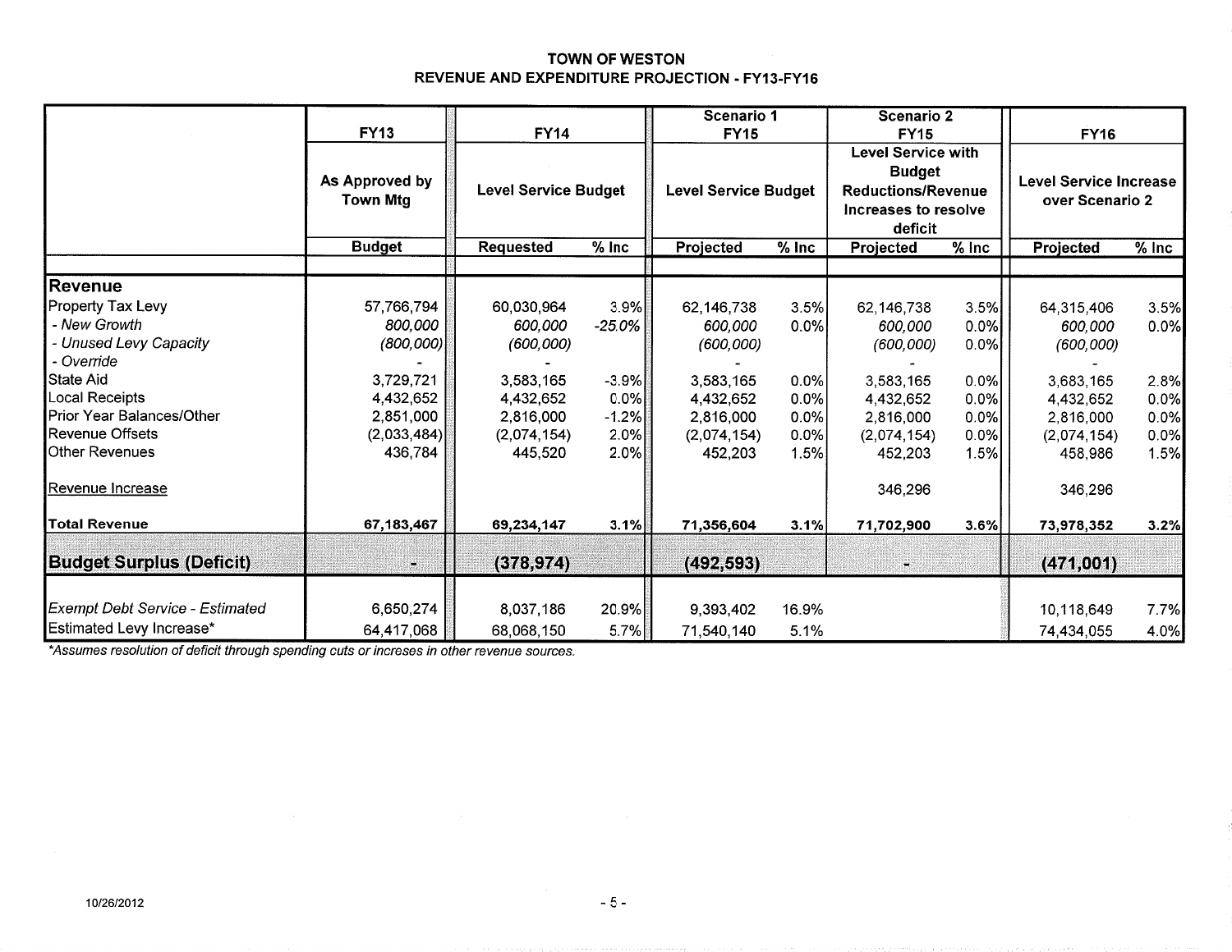# TOWN OF WESTON
## REVENUE AND EXPENDITURE PROJECTION - FY13-FY16

| | FY13 | FY14 | | Scenario 1 FY15 | | Scenario 2 FY15 | | FY16 | |
|---|---|---|---|---|---|---|---|---|---|
| | As Approved by Town Mtg | Level Service Budget | | Level Service Budget | | Level Service with Budget Reductions/Revenue Increases to resolve deficit | | Level Service Increase over Scenario 2 | |
| | Budget | Requested | % Inc | Projected | % Inc | Projected | % Inc | Projected | % Inc |
| **Revenue** | | | | | | | | | |
| Property Tax Levy | 57,766,794 | 60,030,964 | 3.9% | 62,146,738 | 3.5% | 62,146,738 | 3.5% | 64,315,406 | 3.5% |
| *- New Growth* | *800,000* | *600,000* | *-25.0%* | *600,000* | 0.0% | *600,000* | 0.0% | *600,000* | 0.0% |
| *- Unused Levy Capacity* | *(800,000)* | *(600,000)* | | *(600,000)* | | *(600,000)* | 0.0% | *(600,000)* | |
| *- Override* | - | - | | - | | - | | - | |
| State Aid | 3,729,721 | 3,583,165 | -3.9% | 3,583,165 | 0.0% | 3,583,165 | 0.0% | 3,683,165 | 2.8% |
| Local Receipts | 4,432,652 | 4,432,652 | 0.0% | 4,432,652 | 0.0% | 4,432,652 | 0.0% | 4,432,652 | 0.0% |
| Prior Year Balances/Other | 2,851,000 | 2,816,000 | -1.2% | 2,816,000 | 0.0% | 2,816,000 | 0.0% | 2,816,000 | 0.0% |
| Revenue Offsets | (2,033,484) | (2,074,154) | 2.0% | (2,074,154) | 0.0% | (2,074,154) | 0.0% | (2,074,154) | 0.0% |
| Other Revenues | 436,784 | 445,520 | 2.0% | 452,203 | 1.5% | 452,203 | 1.5% | 458,986 | 1.5% |
| Revenue Increase | | | | | | 346,296 | | 346,296 | |
| **Total Revenue** | **67,183,467** | **69,234,147** | **3.1%** | **71,356,604** | **3.1%** | **71,702,900** | **3.6%** | **73,978,352** | **3.2%** |
| **Budget Surplus (Deficit)** | **-** | **(378,974)** | | **(492,593)** | | **-** | | **(471,001)** | |
| *Exempt Debt Service - Estimated* | 6,650,274 | 8,037,186 | 20.9% | 9,393,402 | 16.9% | | | 10,118,649 | 7.7% |
| Estimated Levy Increase* | 64,417,068 | 68,068,150 | 5.7% | 71,540,140 | 5.1% | | | 74,434,055 | 4.0% |

*\*Assumes resolution of deficit through spending cuts or increses in other revenue sources.*

10/26/2012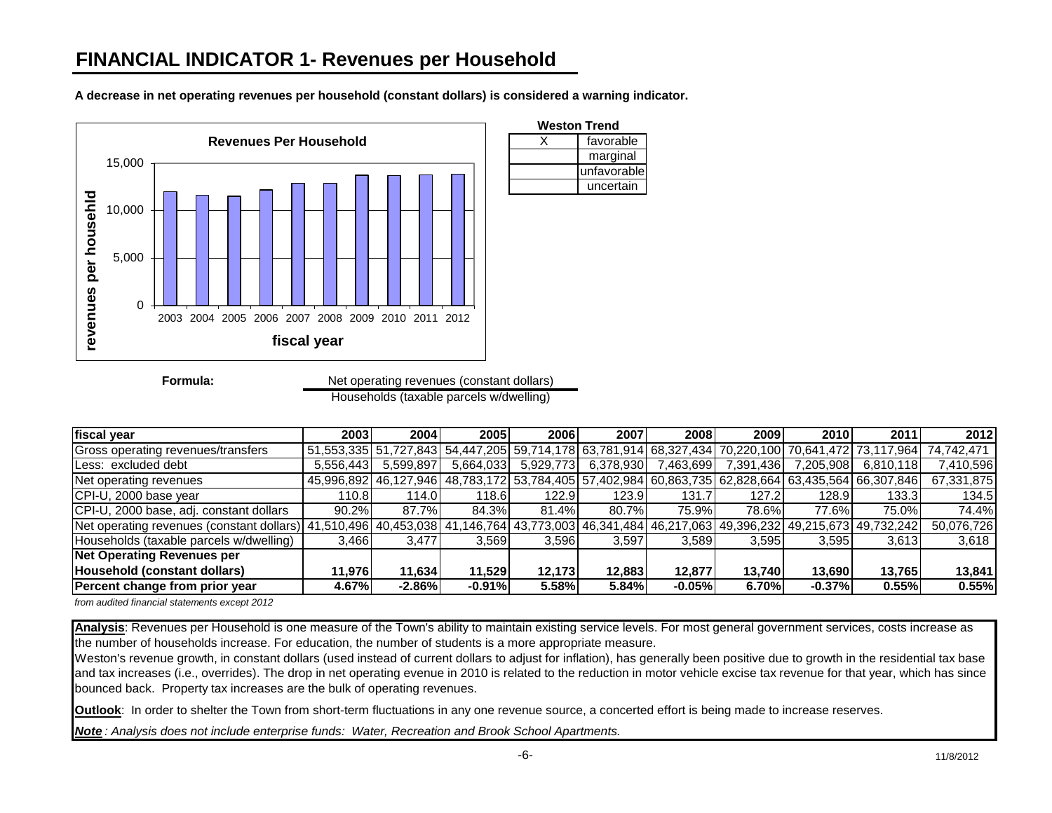# FINANCIAL INDICATOR 1- Revenues per Household

**A decrease in net operating revenues per household (constant dollars) is considered a warning indicator.**

**Weston Trend**

| | |
|---|---|
| X | favorable |
| | marginal |
| | unfavorable |
| | uncertain |

**Formula:**

$$\frac{\text{Net operating revenues (constant dollars)}}{\text{Households (taxable parcels w/dwelling)}}$$

| fiscal year | 2003 | 2004 | 2005 | 2006 | 2007 | 2008 | 2009 | 2010 | 2011 | 2012 |
|---|---|---|---|---|---|---|---|---|---|---|
| Gross operating revenues/transfers | 51,553,335 | 51,727,843 | 54,447,205 | 59,714,178 | 63,781,914 | 68,327,434 | 70,220,100 | 70,641,472 | 73,117,964 | 74,742,471 |
| Less: excluded debt | 5,556,443 | 5,599,897 | 5,664,033 | 5,929,773 | 6,378,930 | 7,463,699 | 7,391,436 | 7,205,908 | 6,810,118 | 7,410,596 |
| Net operating revenues | 45,996,892 | 46,127,946 | 48,783,172 | 53,784,405 | 57,402,984 | 60,863,735 | 62,828,664 | 63,435,564 | 66,307,846 | 67,331,875 |
| CPI-U, 2000 base year | 110.8 | 114.0 | 118.6 | 122.9 | 123.9 | 131.7 | 127.2 | 128.9 | 133.3 | 134.5 |
| CPI-U, 2000 base, adj. constant dollars | 90.2% | 87.7% | 84.3% | 81.4% | 80.7% | 75.9% | 78.6% | 77.6% | 75.0% | 74.4% |
| Net operating revenues (constant dollars) | 41,510,496 | 40,453,038 | 41,146,764 | 43,773,003 | 46,341,484 | 46,217,063 | 49,396,232 | 49,215,673 | 49,732,242 | 50,076,726 |
| Households (taxable parcels w/dwelling) | 3,466 | 3,477 | 3,569 | 3,596 | 3,597 | 3,589 | 3,595 | 3,595 | 3,613 | 3,618 |
| **Net Operating Revenues per Household (constant dollars)** | **11,976** | **11,634** | **11,529** | **12,173** | **12,883** | **12,877** | **13,740** | **13,690** | **13,765** | **13,841** |
| **Percent change from prior year** | **4.67%** | **-2.86%** | **-0.91%** | **5.58%** | **5.84%** | **-0.05%** | **6.70%** | **-0.37%** | **0.55%** | **0.55%** |

*from audited financial statements except 2012*

**Analysis**: Revenues per Household is one measure of the Town's ability to maintain existing service levels. For most general government services, costs increase as the number of households increase. For education, the number of students is a more appropriate measure.

Weston's revenue growth, in constant dollars (used instead of current dollars to adjust for inflation), has generally been positive due to growth in the residential tax base and tax increases (i.e., overrides). The drop in net operating evenue in 2010 is related to the reduction in motor vehicle excise tax revenue for that year, which has since bounced back. Property tax increases are the bulk of operating revenues.

**Outlook**: In order to shelter the Town from short-term fluctuations in any one revenue source, a concerted effort is being made to increase reserves.

***Note*** *: Analysis does not include enterprise funds: Water, Recreation and Brook School Apartments.*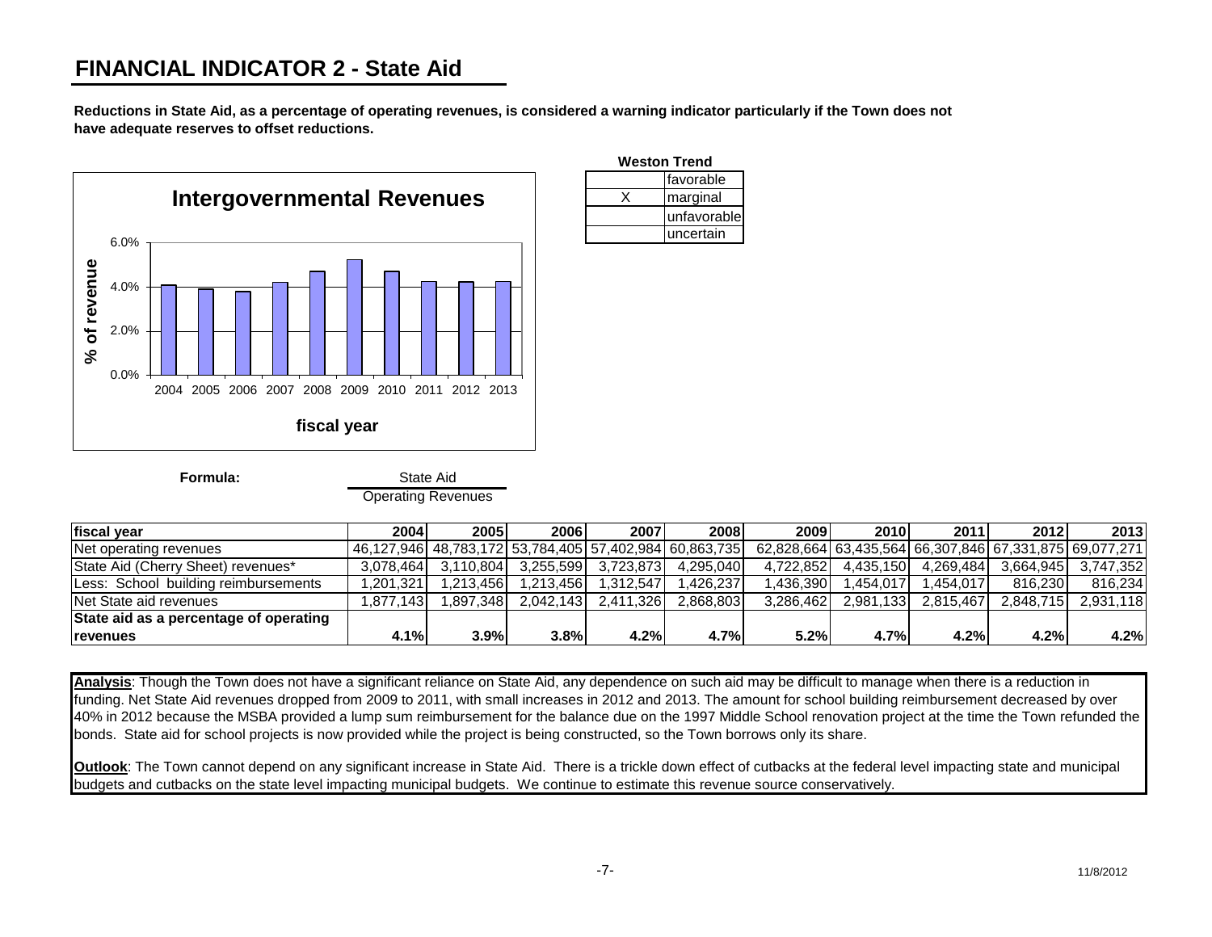# FINANCIAL INDICATOR 2 - State Aid

**Reductions in State Aid, as a percentage of operating revenues, is considered a warning indicator particularly if the Town does not have adequate reserves to offset reductions.**

**Intergovernmental Revenues**

| Weston Trend | |
|---|---|
| | favorable |
| X | marginal |
| | unfavorable |
| | uncertain |

**Formula:**

$$\frac{\text{State Aid}}{\text{Operating Revenues}}$$

| fiscal year | 2004 | 2005 | 2006 | 2007 | 2008 | 2009 | 2010 | 2011 | 2012 | 2013 |
|---|---|---|---|---|---|---|---|---|---|---|
| Net operating revenues | 46,127,946 | 48,783,172 | 53,784,405 | 57,402,984 | 60,863,735 | 62,828,664 | 63,435,564 | 66,307,846 | 67,331,875 | 69,077,271 |
| State Aid (Cherry Sheet) revenues* | 3,078,464 | 3,110,804 | 3,255,599 | 3,723,873 | 4,295,040 | 4,722,852 | 4,435,150 | 4,269,484 | 3,664,945 | 3,747,352 |
| Less: School building reimbursements | 1,201,321 | 1,213,456 | 1,213,456 | 1,312,547 | 1,426,237 | 1,436,390 | 1,454,017 | 1,454,017 | 816,230 | 816,234 |
| Net State aid revenues | 1,877,143 | 1,897,348 | 2,042,143 | 2,411,326 | 2,868,803 | 3,286,462 | 2,981,133 | 2,815,467 | 2,848,715 | 2,931,118 |
| **State aid as a percentage of operating revenues** | **4.1%** | **3.9%** | **3.8%** | **4.2%** | **4.7%** | **5.2%** | **4.7%** | **4.2%** | **4.2%** | **4.2%** |

**Analysis**: Though the Town does not have a significant reliance on State Aid, any dependence on such aid may be difficult to manage when there is a reduction in funding. Net State Aid revenues dropped from 2009 to 2011, with small increases in 2012 and 2013. The amount for school building reimbursement decreased by over 40% in 2012 because the MSBA provided a lump sum reimbursement for the balance due on the 1997 Middle School renovation project at the time the Town refunded the bonds. State aid for school projects is now provided while the project is being constructed, so the Town borrows only its share.

**Outlook**: The Town cannot depend on any significant increase in State Aid. There is a trickle down effect of cutbacks at the federal level impacting state and municipal budgets and cutbacks on the state level impacting municipal budgets. We continue to estimate this revenue source conservatively.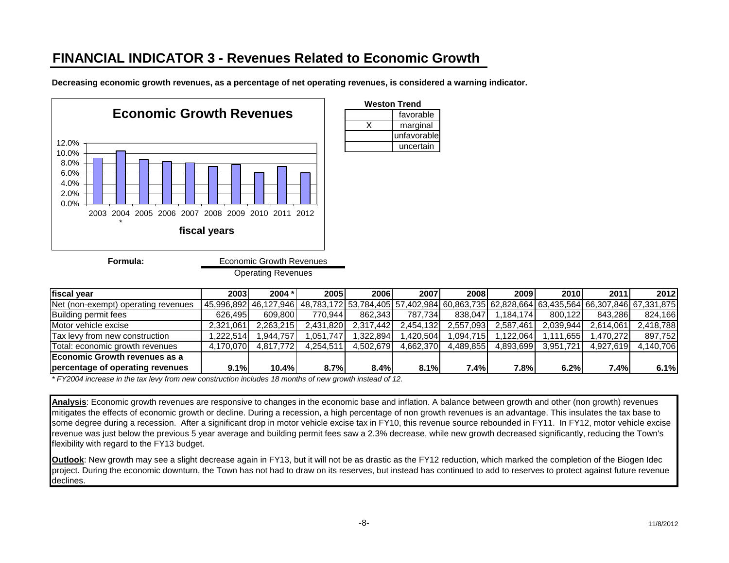# FINANCIAL INDICATOR 3 - Revenues Related to Economic Growth

**Decreasing economic growth revenues, as a percentage of net operating revenues, is considered a warning indicator.**

**Economic Growth Revenues**

| | |
|---|---|
| 12.0% | |
| 10.0% | |
| 8.0% | |
| 6.0% | |
| 4.0% | |
| 2.0% | |
| 0.0% | |

2003 2004* 2005 2006 2007 2008 2009 2010 2011 2012

**fiscal years**

**Weston Trend**

| | |
|---|---|
| | favorable |
| X | marginal |
| | unfavorable |
| | uncertain |

**Formula:** Economic Growth Revenues / Operating Revenues

| fiscal year | 2003 | 2004 * | 2005 | 2006 | 2007 | 2008 | 2009 | 2010 | 2011 | 2012 |
|---|---|---|---|---|---|---|---|---|---|---|
| Net (non-exempt) operating revenues | 45,996,892 | 46,127,946 | 48,783,172 | 53,784,405 | 57,402,984 | 60,863,735 | 62,828,664 | 63,435,564 | 66,307,846 | 67,331,875 |
| Building permit fees | 626,495 | 609,800 | 770,944 | 862,343 | 787,734 | 838,047 | 1,184,174 | 800,122 | 843,286 | 824,166 |
| Motor vehicle excise | 2,321,061 | 2,263,215 | 2,431,820 | 2,317,442 | 2,454,132 | 2,557,093 | 2,587,461 | 2,039,944 | 2,614,061 | 2,418,788 |
| Tax levy from new construction | 1,222,514 | 1,944,757 | 1,051,747 | 1,322,894 | 1,420,504 | 1,094,715 | 1,122,064 | 1,111,655 | 1,470,272 | 897,752 |
| Total: economic growth revenues | 4,170,070 | 4,817,772 | 4,254,511 | 4,502,679 | 4,662,370 | 4,489,855 | 4,893,699 | 3,951,721 | 4,927,619 | 4,140,706 |
| **Economic Growth revenues as a percentage of operating revenues** | **9.1%** | **10.4%** | **8.7%** | **8.4%** | **8.1%** | **7.4%** | **7.8%** | **6.2%** | **7.4%** | **6.1%** |

*\* FY2004 increase in the tax levy from new construction includes 18 months of new growth instead of 12.*

**Analysis**: Economic growth revenues are responsive to changes in the economic base and inflation. A balance between growth and other (non growth) revenues mitigates the effects of economic growth or decline. During a recession, a high percentage of non growth revenues is an advantage. This insulates the tax base to some degree during a recession. After a significant drop in motor vehicle excise tax in FY10, this revenue source rebounded in FY11. In FY12, motor vehicle excise revenue was just below the previous 5 year average and building permit fees saw a 2.3% decrease, while new growth decreased significantly, reducing the Town's flexibility with regard to the FY13 budget.

**Outlook**: New growth may see a slight decrease again in FY13, but it will not be as drastic as the FY12 reduction, which marked the completion of the Biogen Idec project. During the economic downturn, the Town has not had to draw on its reserves, but instead has continued to add to reserves to protect against future revenue declines.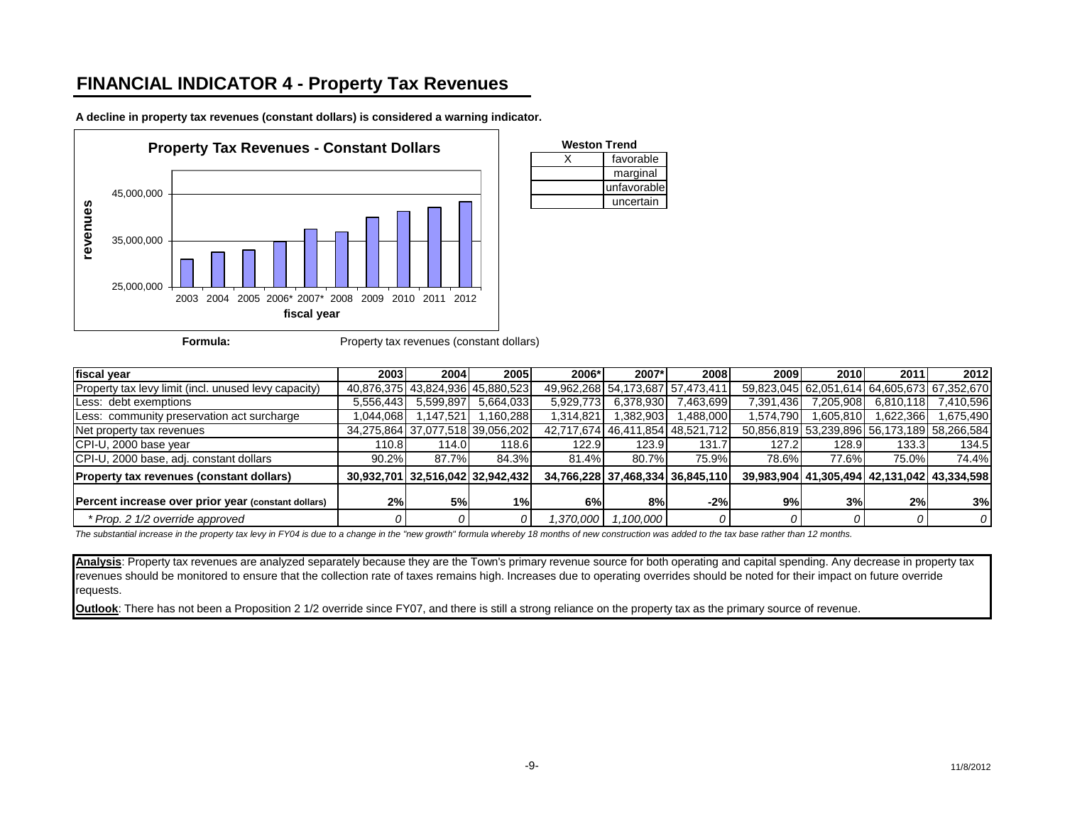# FINANCIAL INDICATOR 4 - Property Tax Revenues

**A decline in property tax revenues (constant dollars) is considered a warning indicator.**

| Weston Trend | |
|---|---|
| X | favorable |
| | marginal |
| | unfavorable |
| | uncertain |

**Formula:** Property tax revenues (constant dollars)

| fiscal year | 2003 | 2004 | 2005 | 2006* | 2007* | 2008 | 2009 | 2010 | 2011 | 2012 |
|---|---|---|---|---|---|---|---|---|---|---|
| Property tax levy limit (incl. unused levy capacity) | 40,876,375 | 43,824,936 | 45,880,523 | 49,962,268 | 54,173,687 | 57,473,411 | 59,823,045 | 62,051,614 | 64,605,673 | 67,352,670 |
| Less: debt exemptions | 5,556,443 | 5,599,897 | 5,664,033 | 5,929,773 | 6,378,930 | 7,463,699 | 7,391,436 | 7,205,908 | 6,810,118 | 7,410,596 |
| Less: community preservation act surcharge | 1,044,068 | 1,147,521 | 1,160,288 | 1,314,821 | 1,382,903 | 1,488,000 | 1,574,790 | 1,605,810 | 1,622,366 | 1,675,490 |
| Net property tax revenues | 34,275,864 | 37,077,518 | 39,056,202 | 42,717,674 | 46,411,854 | 48,521,712 | 50,856,819 | 53,239,896 | 56,173,189 | 58,266,584 |
| CPI-U, 2000 base year | 110.8 | 114.0 | 118.6 | 122.9 | 123.9 | 131.7 | 127.2 | 128.9 | 133.3 | 134.5 |
| CPI-U, 2000 base, adj. constant dollars | 90.2% | 87.7% | 84.3% | 81.4% | 80.7% | 75.9% | 78.6% | 77.6% | 75.0% | 74.4% |
| **Property tax revenues (constant dollars)** | **30,932,701** | **32,516,042** | **32,942,432** | **34,766,228** | **37,468,334** | **36,845,110** | **39,983,904** | **41,305,494** | **42,131,042** | **43,334,598** |
| **Percent increase over prior year (constant dollars)** | **2%** | **5%** | **1%** | **6%** | **8%** | **-2%** | **9%** | **3%** | **2%** | **3%** |
| *\* Prop. 2 1/2 override approved* | *0* | *0* | *0* | *1,370,000* | *1,100,000* | *0* | *0* | *0* | *0* | *0* |

*The substantial increase in the property tax levy in FY04 is due to a change in the "new growth" formula whereby 18 months of new construction was added to the tax base rather than 12 months.*

**Analysis**: Property tax revenues are analyzed separately because they are the Town's primary revenue source for both operating and capital spending. Any decrease in property tax revenues should be monitored to ensure that the collection rate of taxes remains high. Increases due to operating overrides should be noted for their impact on future override requests.

**Outlook**: There has not been a Proposition 2 1/2 override since FY07, and there is still a strong reliance on the property tax as the primary source of revenue.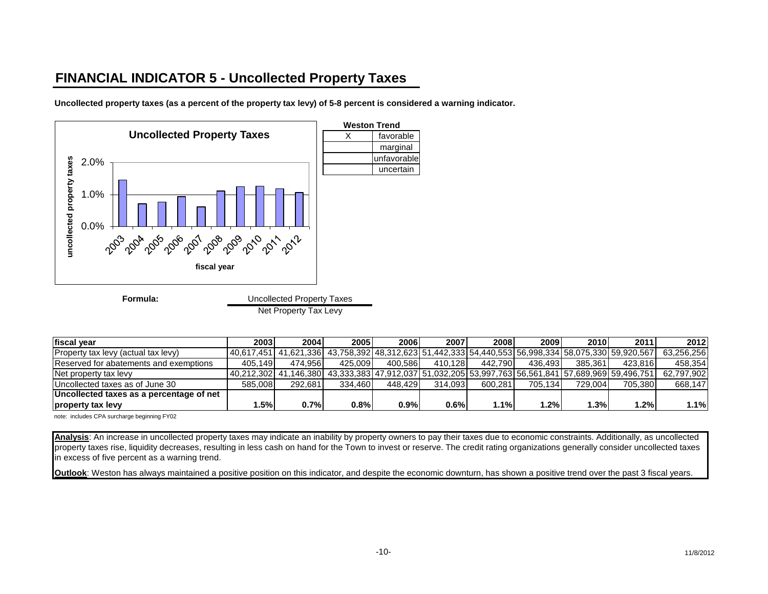# FINANCIAL INDICATOR 5 - Uncollected Property Taxes

**Uncollected property taxes (as a percent of the property tax levy) of 5-8 percent is considered a warning indicator.**

| Weston Trend | |
|---|---|
| X | favorable |
| | marginal |
| | unfavorable |
| | uncertain |

**Formula:** $\frac{\text{Uncollected Property Taxes}}{\text{Net Property Tax Levy}}$

| fiscal year | 2003 | 2004 | 2005 | 2006 | 2007 | 2008 | 2009 | 2010 | 2011 | 2012 |
|---|---|---|---|---|---|---|---|---|---|---|
| Property tax levy (actual tax levy) | 40,617,451 | 41,621,336 | 43,758,392 | 48,312,623 | 51,442,333 | 54,440,553 | 56,998,334 | 58,075,330 | 59,920,567 | 63,256,256 |
| Reserved for abatements and exemptions | 405,149 | 474,956 | 425,009 | 400,586 | 410,128 | 442,790 | 436,493 | 385,361 | 423,816 | 458,354 |
| Net property tax levy | 40,212,302 | 41,146,380 | 43,333,383 | 47,912,037 | 51,032,205 | 53,997,763 | 56,561,841 | 57,689,969 | 59,496,751 | 62,797,902 |
| Uncollected taxes as of June 30 | 585,008 | 292,681 | 334,460 | 448,429 | 314,093 | 600,281 | 705,134 | 729,004 | 705,380 | 668,147 |
| **Uncollected taxes as a percentage of net property tax levy** | **1.5%** | **0.7%** | **0.8%** | **0.9%** | **0.6%** | **1.1%** | **1.2%** | **1.3%** | **1.2%** | **1.1%** |

note: includes CPA surcharge beginning FY02

**Analysis**: An increase in uncollected property taxes may indicate an inability by property owners to pay their taxes due to economic constraints. Additionally, as uncollected property taxes rise, liquidity decreases, resulting in less cash on hand for the Town to invest or reserve. The credit rating organizations generally consider uncollected taxes in excess of five percent as a warning trend.

**Outlook**: Weston has always maintained a positive position on this indicator, and despite the economic downturn, has shown a positive trend over the past 3 fiscal years.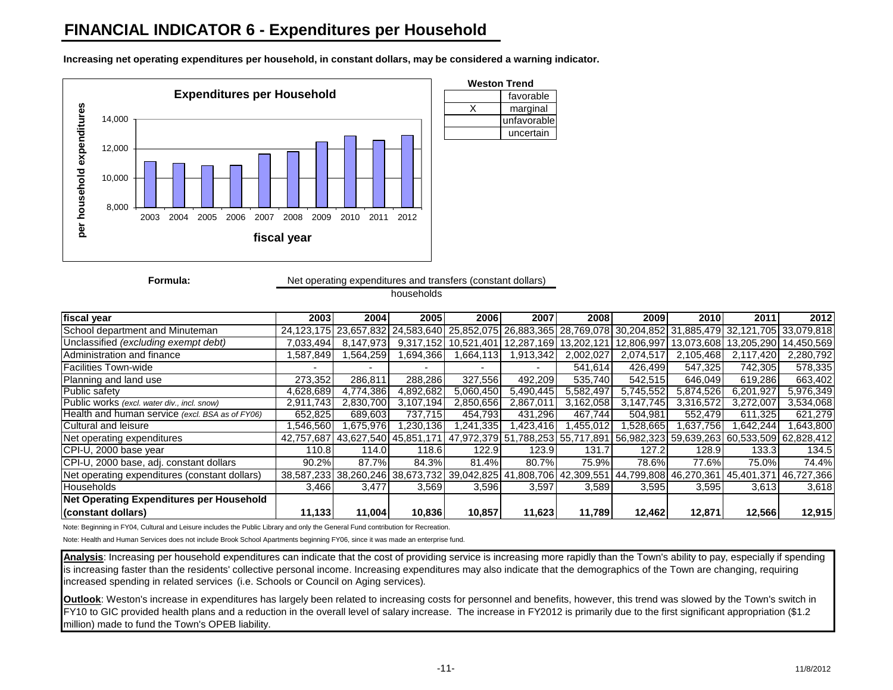# FINANCIAL INDICATOR 6 - Expenditures per Household

**Increasing net operating expenditures per household, in constant dollars, may be considered a warning indicator.**

**Expenditures per Household**

| fiscal year | 2003 | 2004 | 2005 | 2006 | 2007 | 2008 | 2009 | 2010 | 2011 | 2012 |
|---|---|---|---|---|---|---|---|---|---|---|
| per household expenditures | 11,133 | 11,004 | 10,836 | 10,857 | 11,623 | 11,789 | 12,462 | 12,871 | 12,566 | 12,915 |

**Weston Trend**

| | |
|---|---|
| | favorable |
| X | marginal |
| | unfavorable |
| | uncertain |

**Formula:**

$$\frac{\text{Net operating expenditures and transfers (constant dollars)}}{\text{households}}$$

| fiscal year | 2003 | 2004 | 2005 | 2006 | 2007 | 2008 | 2009 | 2010 | 2011 | 2012 |
|---|---|---|---|---|---|---|---|---|---|---|
| School department and Minuteman | 24,123,175 | 23,657,832 | 24,583,640 | 25,852,075 | 26,883,365 | 28,769,078 | 30,204,852 | 31,885,479 | 32,121,705 | 33,079,818 |
| Unclassified *(excluding exempt debt)* | 7,033,494 | 8,147,973 | 9,317,152 | 10,521,401 | 12,287,169 | 13,202,121 | 12,806,997 | 13,073,608 | 13,205,290 | 14,450,569 |
| Administration and finance | 1,587,849 | 1,564,259 | 1,694,366 | 1,664,113 | 1,913,342 | 2,002,027 | 2,074,517 | 2,105,468 | 2,117,420 | 2,280,792 |
| Facilities Town-wide | - | - | - | - | - | 541,614 | 426,499 | 547,325 | 742,305 | 578,335 |
| Planning and land use | 273,352 | 286,811 | 288,286 | 327,556 | 492,209 | 535,740 | 542,515 | 646,049 | 619,286 | 663,402 |
| Public safety | 4,628,689 | 4,774,386 | 4,892,682 | 5,060,450 | 5,490,445 | 5,582,497 | 5,745,552 | 5,874,526 | 6,201,927 | 5,976,349 |
| Public works *(excl. water div., incl. snow)* | 2,911,743 | 2,830,700 | 3,107,194 | 2,850,656 | 2,867,011 | 3,162,058 | 3,147,745 | 3,316,572 | 3,272,007 | 3,534,068 |
| Health and human service *(excl. BSA as of FY06)* | 652,825 | 689,603 | 737,715 | 454,793 | 431,296 | 467,744 | 504,981 | 552,479 | 611,325 | 621,279 |
| Cultural and leisure | 1,546,560 | 1,675,976 | 1,230,136 | 1,241,335 | 1,423,416 | 1,455,012 | 1,528,665 | 1,637,756 | 1,642,244 | 1,643,800 |
| Net operating expenditures | 42,757,687 | 43,627,540 | 45,851,171 | 47,972,379 | 51,788,253 | 55,717,891 | 56,982,323 | 59,639,263 | 60,533,509 | 62,828,412 |
| CPI-U, 2000 base year | 110.8 | 114.0 | 118.6 | 122.9 | 123.9 | 131.7 | 127.2 | 128.9 | 133.3 | 134.5 |
| CPI-U, 2000 base, adj. constant dollars | 90.2% | 87.7% | 84.3% | 81.4% | 80.7% | 75.9% | 78.6% | 77.6% | 75.0% | 74.4% |
| Net operating expenditures (constant dollars) | 38,587,233 | 38,260,246 | 38,673,732 | 39,042,825 | 41,808,706 | 42,309,551 | 44,799,808 | 46,270,361 | 45,401,371 | 46,727,366 |
| Households | 3,466 | 3,477 | 3,569 | 3,596 | 3,597 | 3,589 | 3,595 | 3,595 | 3,613 | 3,618 |
| **Net Operating Expenditures per Household (constant dollars)** | **11,133** | **11,004** | **10,836** | **10,857** | **11,623** | **11,789** | **12,462** | **12,871** | **12,566** | **12,915** |

Note: Beginning in FY04, Cultural and Leisure includes the Public Library and only the General Fund contribution for Recreation.

Note: Health and Human Services does not include Brook School Apartments beginning FY06, since it was made an enterprise fund.

**Analysis**: Increasing per household expenditures can indicate that the cost of providing service is increasing more rapidly than the Town's ability to pay, especially if spending is increasing faster than the residents' collective personal income. Increasing expenditures may also indicate that the demographics of the Town are changing, requiring increased spending in related services (i.e. Schools or Council on Aging services).

**Outlook**: Weston's increase in expenditures has largely been related to increasing costs for personnel and benefits, however, this trend was slowed by the Town's switch in FY10 to GIC provided health plans and a reduction in the overall level of salary increase. The increase in FY2012 is primarily due to the first significant appropriation ($1.2 million) made to fund the Town's OPEB liability.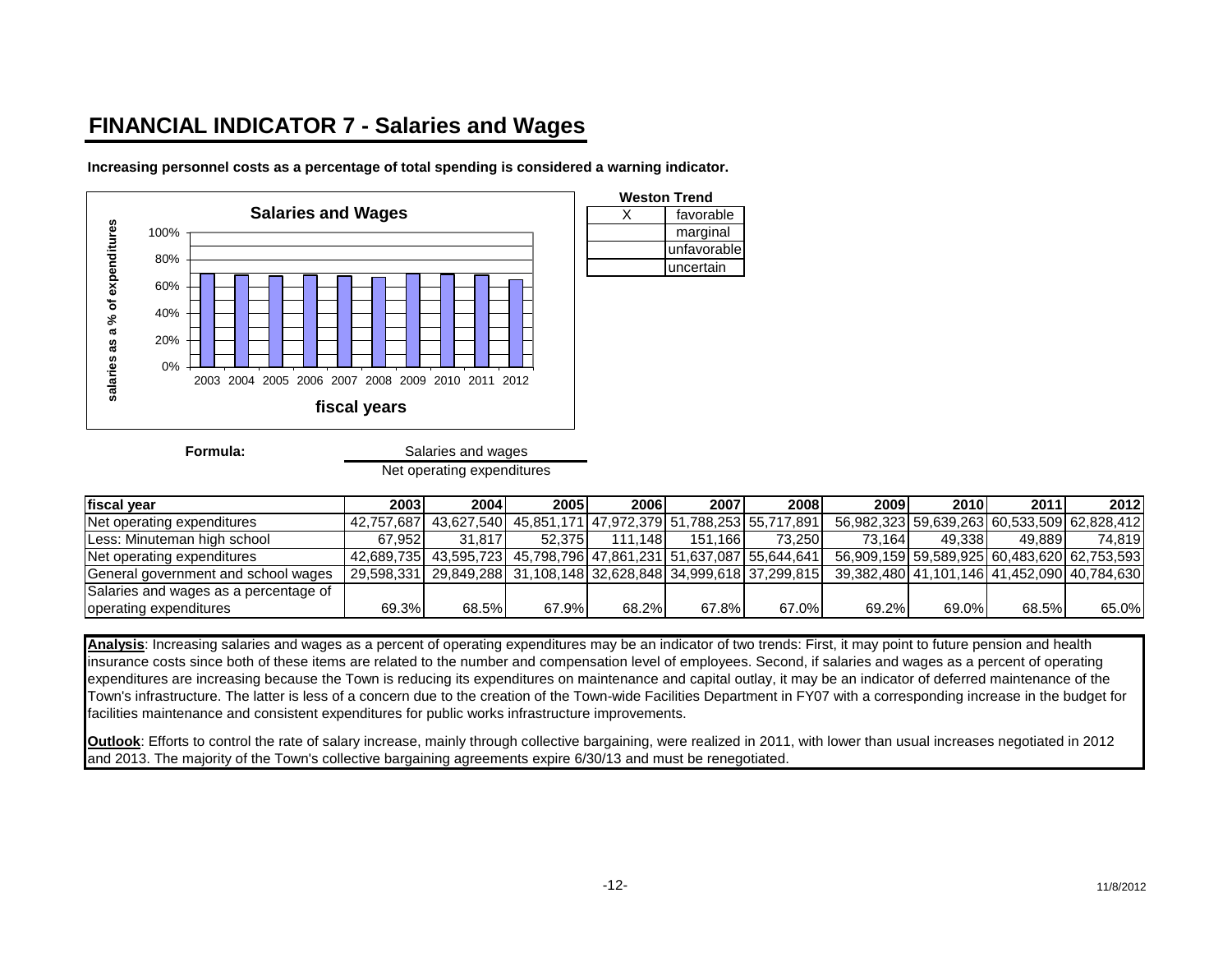# FINANCIAL INDICATOR 7 - Salaries and Wages

**Increasing personnel costs as a percentage of total spending is considered a warning indicator.**

**Salaries and Wages**

| | |
|---|---|
| 100% | |
| 80% | |
| 60% | |
| 40% | |
| 20% | |
| 0% | |

salaries as a % of expenditures

2003 2004 2005 2006 2007 2008 2009 2010 2011 2012

**fiscal years**

**Weston Trend**

| | |
|---|---|
| X | favorable |
| | marginal |
| | unfavorable |
| | uncertain |

**Formula:**

$$\frac{\text{Salaries and wages}}{\text{Net operating expenditures}}$$

| **fiscal year** | **2003** | **2004** | **2005** | **2006** | **2007** | **2008** | **2009** | **2010** | **2011** | **2012** |
|---|---|---|---|---|---|---|---|---|---|---|
| Net operating expenditures | 42,757,687 | 43,627,540 | 45,851,171 | 47,972,379 | 51,788,253 | 55,717,891 | 56,982,323 | 59,639,263 | 60,533,509 | 62,828,412 |
| Less: Minuteman high school | 67,952 | 31,817 | 52,375 | 111,148 | 151,166 | 73,250 | 73,164 | 49,338 | 49,889 | 74,819 |
| Net operating expenditures | 42,689,735 | 43,595,723 | 45,798,796 | 47,861,231 | 51,637,087 | 55,644,641 | 56,909,159 | 59,589,925 | 60,483,620 | 62,753,593 |
| General government and school wages | 29,598,331 | 29,849,288 | 31,108,148 | 32,628,848 | 34,999,618 | 37,299,815 | 39,382,480 | 41,101,146 | 41,452,090 | 40,784,630 |
| Salaries and wages as a percentage of operating expenditures | 69.3% | 68.5% | 67.9% | 68.2% | 67.8% | 67.0% | 69.2% | 69.0% | 68.5% | 65.0% |

**Analysis**: Increasing salaries and wages as a percent of operating expenditures may be an indicator of two trends: First, it may point to future pension and health insurance costs since both of these items are related to the number and compensation level of employees. Second, if salaries and wages as a percent of operating expenditures are increasing because the Town is reducing its expenditures on maintenance and capital outlay, it may be an indicator of deferred maintenance of the Town's infrastructure. The latter is less of a concern due to the creation of the Town-wide Facilities Department in FY07 with a corresponding increase in the budget for facilities maintenance and consistent expenditures for public works infrastructure improvements.

**Outlook**: Efforts to control the rate of salary increase, mainly through collective bargaining, were realized in 2011, with lower than usual increases negotiated in 2012 and 2013. The majority of the Town's collective bargaining agreements expire 6/30/13 and must be renegotiated.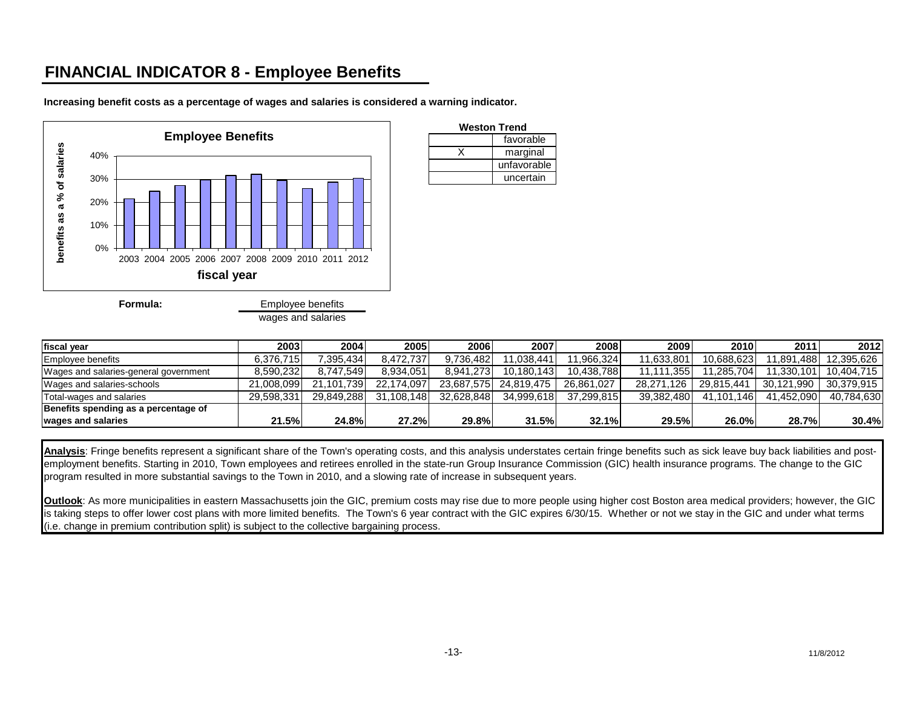# FINANCIAL INDICATOR 8 - Employee Benefits

**Increasing benefit costs as a percentage of wages and salaries is considered a warning indicator.**

| Weston Trend | |
|---|---|
| | favorable |
| X | marginal |
| | unfavorable |
| | uncertain |

**Formula:** Employee benefits / wages and salaries

| fiscal year | 2003 | 2004 | 2005 | 2006 | 2007 | 2008 | 2009 | 2010 | 2011 | 2012 |
|---|---|---|---|---|---|---|---|---|---|---|
| Employee benefits | 6,376,715 | 7,395,434 | 8,472,737 | 9,736,482 | 11,038,441 | 11,966,324 | 11,633,801 | 10,688,623 | 11,891,488 | 12,395,626 |
| Wages and salaries-general government | 8,590,232 | 8,747,549 | 8,934,051 | 8,941,273 | 10,180,143 | 10,438,788 | 11,111,355 | 11,285,704 | 11,330,101 | 10,404,715 |
| Wages and salaries-schools | 21,008,099 | 21,101,739 | 22,174,097 | 23,687,575 | 24,819,475 | 26,861,027 | 28,271,126 | 29,815,441 | 30,121,990 | 30,379,915 |
| Total-wages and salaries | 29,598,331 | 29,849,288 | 31,108,148 | 32,628,848 | 34,999,618 | 37,299,815 | 39,382,480 | 41,101,146 | 41,452,090 | 40,784,630 |
| **Benefits spending as a percentage of wages and salaries** | **21.5%** | **24.8%** | **27.2%** | **29.8%** | **31.5%** | **32.1%** | **29.5%** | **26.0%** | **28.7%** | **30.4%** |

**Analysis**: Fringe benefits represent a significant share of the Town's operating costs, and this analysis understates certain fringe benefits such as sick leave buy back liabilities and post-employment benefits. Starting in 2010, Town employees and retirees enrolled in the state-run Group Insurance Commission (GIC) health insurance programs. The change to the GIC program resulted in more substantial savings to the Town in 2010, and a slowing rate of increase in subsequent years.

**Outlook**: As more municipalities in eastern Massachusetts join the GIC, premium costs may rise due to more people using higher cost Boston area medical providers; however, the GIC is taking steps to offer lower cost plans with more limited benefits. The Town's 6 year contract with the GIC expires 6/30/15. Whether or not we stay in the GIC and under what terms (i.e. change in premium contribution split) is subject to the collective bargaining process.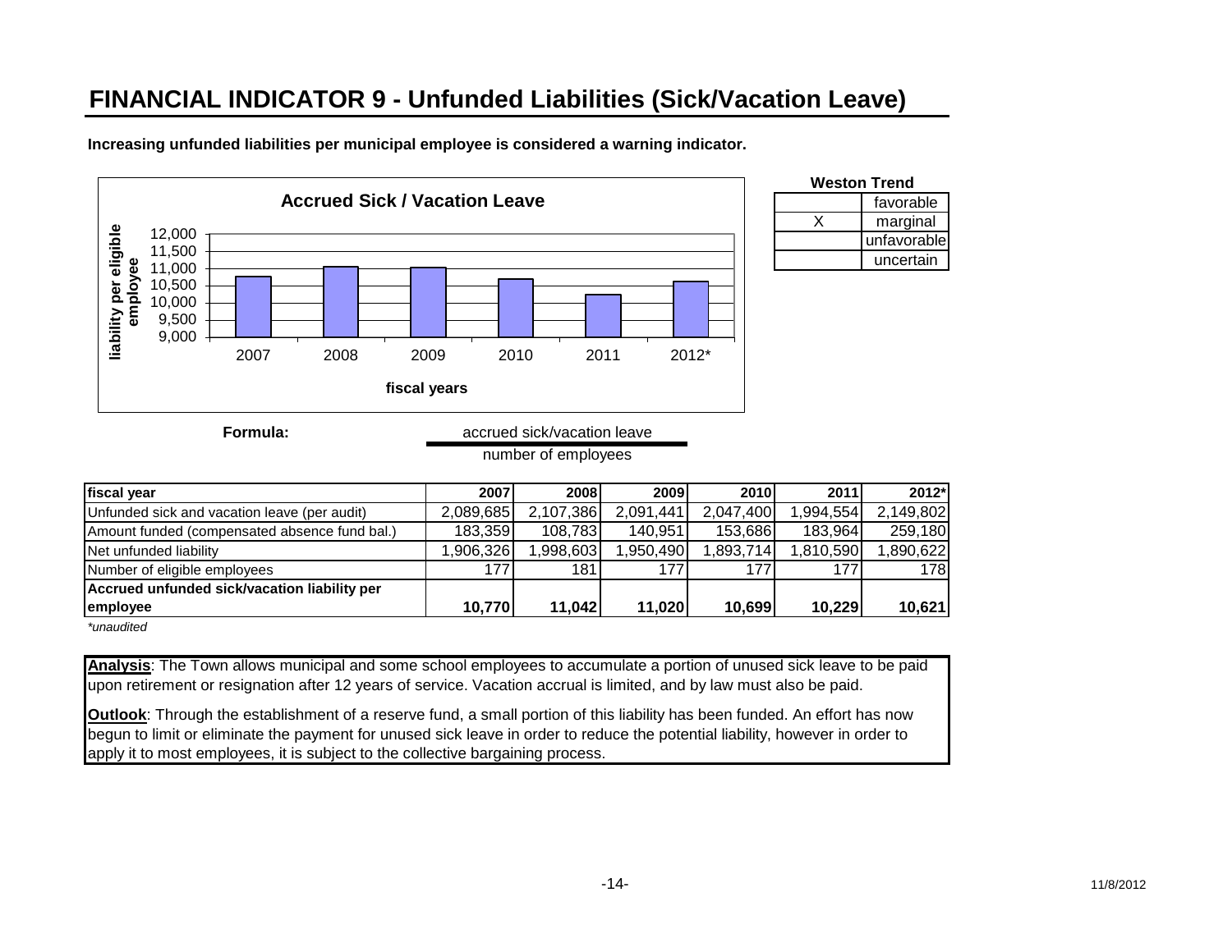# FINANCIAL INDICATOR 9 - Unfunded Liabilities (Sick/Vacation Leave)

**Increasing unfunded liabilities per municipal employee is considered a warning indicator.**

**Accrued Sick / Vacation Leave**

| **Weston Trend** | |
|---|---|
| | favorable |
| X | marginal |
| | unfavorable |
| | uncertain |

**Formula:** 

$$\frac{\text{accrued sick/vacation leave}}{\text{number of employees}}$$

| fiscal year | 2007 | 2008 | 2009 | 2010 | 2011 | 2012* |
|---|---|---|---|---|---|---|
| Unfunded sick and vacation leave (per audit) | 2,089,685 | 2,107,386 | 2,091,441 | 2,047,400 | 1,994,554 | 2,149,802 |
| Amount funded (compensated absence fund bal.) | 183,359 | 108,783 | 140,951 | 153,686 | 183,964 | 259,180 |
| Net unfunded liability | 1,906,326 | 1,998,603 | 1,950,490 | 1,893,714 | 1,810,590 | 1,890,622 |
| Number of eligible employees | 177 | 181 | 177 | 177 | 177 | 178 |
| **Accrued unfunded sick/vacation liability per employee** | **10,770** | **11,042** | **11,020** | **10,699** | **10,229** | **10,621** |

*\*unaudited*

**Analysis**: The Town allows municipal and some school employees to accumulate a portion of unused sick leave to be paid upon retirement or resignation after 12 years of service. Vacation accrual is limited, and by law must also be paid.

**Outlook**: Through the establishment of a reserve fund, a small portion of this liability has been funded. An effort has now begun to limit or eliminate the payment for unused sick leave in order to reduce the potential liability, however in order to apply it to most employees, it is subject to the collective bargaining process.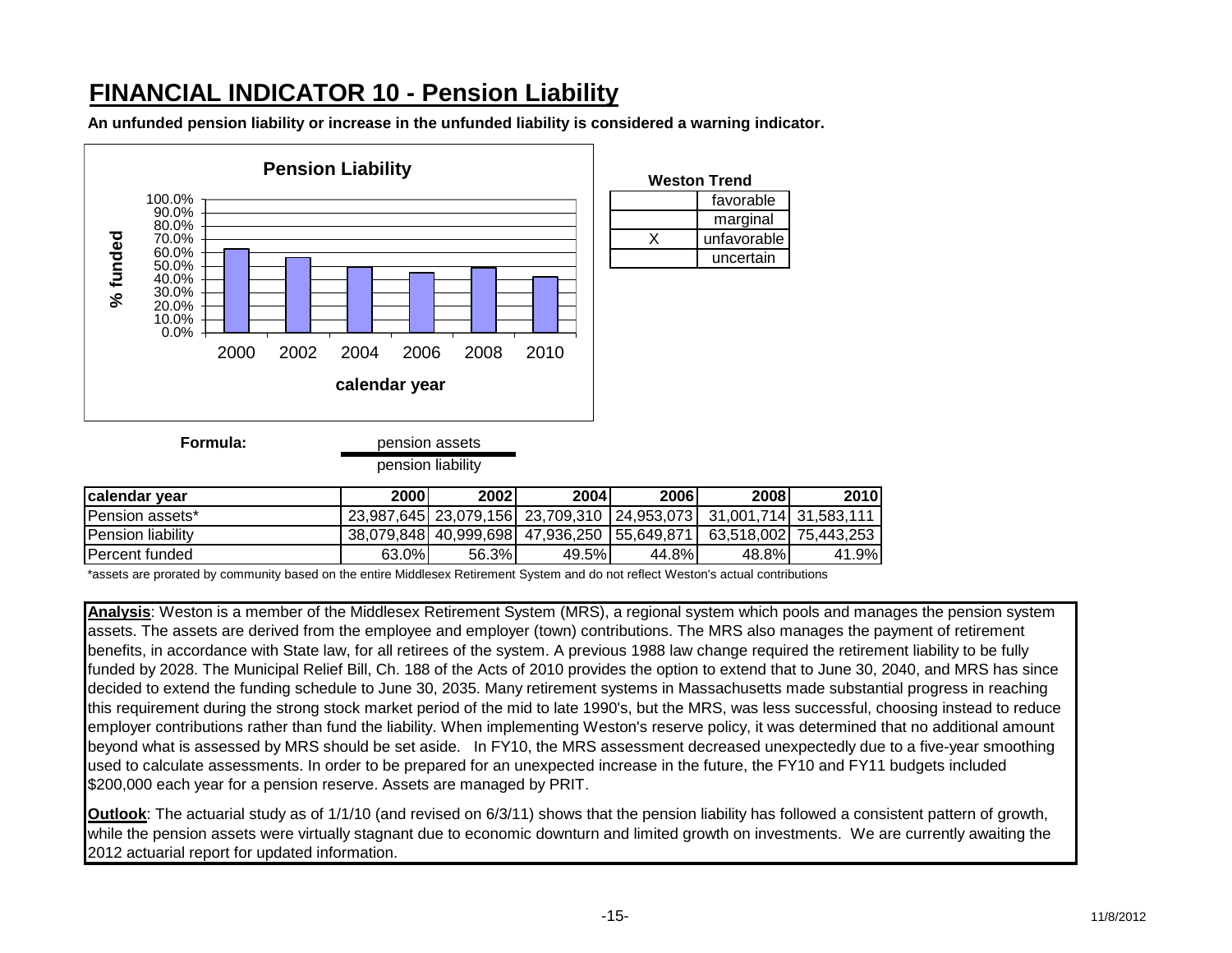# FINANCIAL INDICATOR 10 - Pension Liability

**An unfunded pension liability or increase in the unfunded liability is considered a warning indicator.**

**Pension Liability**

| calendar year | % funded |
| --- | --- |
| 2000 | 63.0% |
| 2002 | 56.3% |
| 2004 | 49.5% |
| 2006 | 44.8% |
| 2008 | 48.8% |
| 2010 | 41.9% |

**Weston Trend**

| | |
| --- | --- |
| | favorable |
| | marginal |
| X | unfavorable |
| | uncertain |

**Formula:** pension assets / pension liability

| calendar year | 2000 | 2002 | 2004 | 2006 | 2008 | 2010 |
| --- | --- | --- | --- | --- | --- | --- |
| Pension assets* | 23,987,645 | 23,079,156 | 23,709,310 | 24,953,073 | 31,001,714 | 31,583,111 |
| Pension liability | 38,079,848 | 40,999,698 | 47,936,250 | 55,649,871 | 63,518,002 | 75,443,253 |
| Percent funded | 63.0% | 56.3% | 49.5% | 44.8% | 48.8% | 41.9% |

*assets are prorated by community based on the entire Middlesex Retirement System and do not reflect Weston's actual contributions

**Analysis**: Weston is a member of the Middlesex Retirement System (MRS), a regional system which pools and manages the pension system assets. The assets are derived from the employee and employer (town) contributions. The MRS also manages the payment of retirement benefits, in accordance with State law, for all retirees of the system. A previous 1988 law change required the retirement liability to be fully funded by 2028. The Municipal Relief Bill, Ch. 188 of the Acts of 2010 provides the option to extend that to June 30, 2040, and MRS has since decided to extend the funding schedule to June 30, 2035. Many retirement systems in Massachusetts made substantial progress in reaching this requirement during the strong stock market period of the mid to late 1990's, but the MRS, was less successful, choosing instead to reduce employer contributions rather than fund the liability. When implementing Weston's reserve policy, it was determined that no additional amount beyond what is assessed by MRS should be set aside. In FY10, the MRS assessment decreased unexpectedly due to a five-year smoothing used to calculate assessments. In order to be prepared for an unexpected increase in the future, the FY10 and FY11 budgets included $200,000 each year for a pension reserve. Assets are managed by PRIT.

**Outlook**: The actuarial study as of 1/1/10 (and revised on 6/3/11) shows that the pension liability has followed a consistent pattern of growth, while the pension assets were virtually stagnant due to economic downturn and limited growth on investments. We are currently awaiting the 2012 actuarial report for updated information.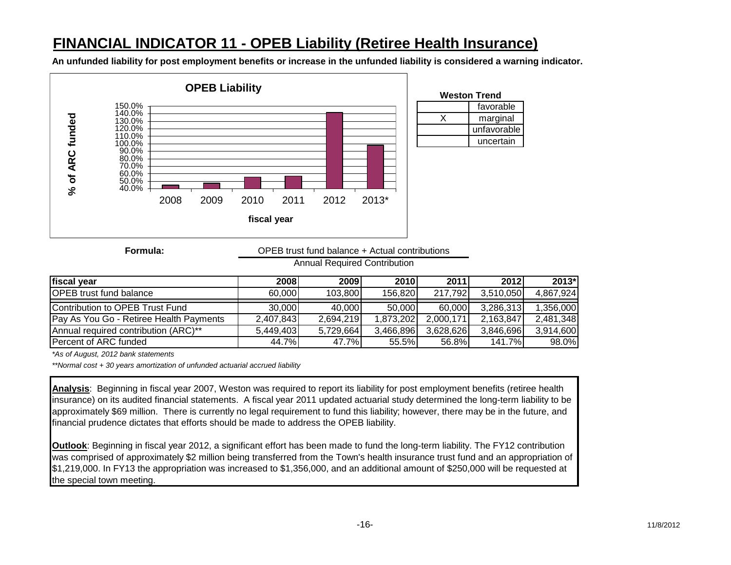# FINANCIAL INDICATOR 11 - OPEB Liability (Retiree Health Insurance)

**An unfunded liability for post employment benefits or increase in the unfunded liability is considered a warning indicator.**

**OPEB Liability**

| fiscal year | % of ARC funded |
|---|---|
| 2008 | 44.7% |
| 2009 | 47.7% |
| 2010 | 55.5% |
| 2011 | 56.8% |
| 2012 | 141.7% |
| 2013* | 98.0% |

**Weston Trend**

| | |
|---|---|
| | favorable |
| X | marginal |
| | unfavorable |
| | uncertain |

**Formula:**

$$\frac{\text{OPEB trust fund balance + Actual contributions}}{\text{Annual Required Contribution}}$$

| fiscal year | 2008 | 2009 | 2010 | 2011 | 2012 | 2013* |
|---|---|---|---|---|---|---|
| OPEB trust fund balance | 60,000 | 103,800 | 156,820 | 217,792 | 3,510,050 | 4,867,924 |
| Contribution to OPEB Trust Fund | 30,000 | 40,000 | 50,000 | 60,000 | 3,286,313 | 1,356,000 |
| Pay As You Go - Retiree Health Payments | 2,407,843 | 2,694,219 | 1,873,202 | 2,000,171 | 2,163,847 | 2,481,348 |
| Annual required contribution (ARC)** | 5,449,403 | 5,729,664 | 3,466,896 | 3,628,626 | 3,846,696 | 3,914,600 |
| Percent of ARC funded | 44.7% | 47.7% | 55.5% | 56.8% | 141.7% | 98.0% |

*\*As of August, 2012 bank statements*

*\*\*Normal cost + 30 years amortization of unfunded actuarial accrued liability*

**Analysis**: Beginning in fiscal year 2007, Weston was required to report its liability for post employment benefits (retiree health insurance) on its audited financial statements. A fiscal year 2011 updated actuarial study determined the long-term liability to be approximately $69 million. There is currently no legal requirement to fund this liability; however, there may be in the future, and financial prudence dictates that efforts should be made to address the OPEB liability.

**Outlook**: Beginning in fiscal year 2012, a significant effort has been made to fund the long-term liability. The FY12 contribution was comprised of approximately $2 million being transferred from the Town's health insurance trust fund and an appropriation of $1,219,000. In FY13 the appropriation was increased to $1,356,000, and an additional amount of $250,000 will be requested at the special town meeting.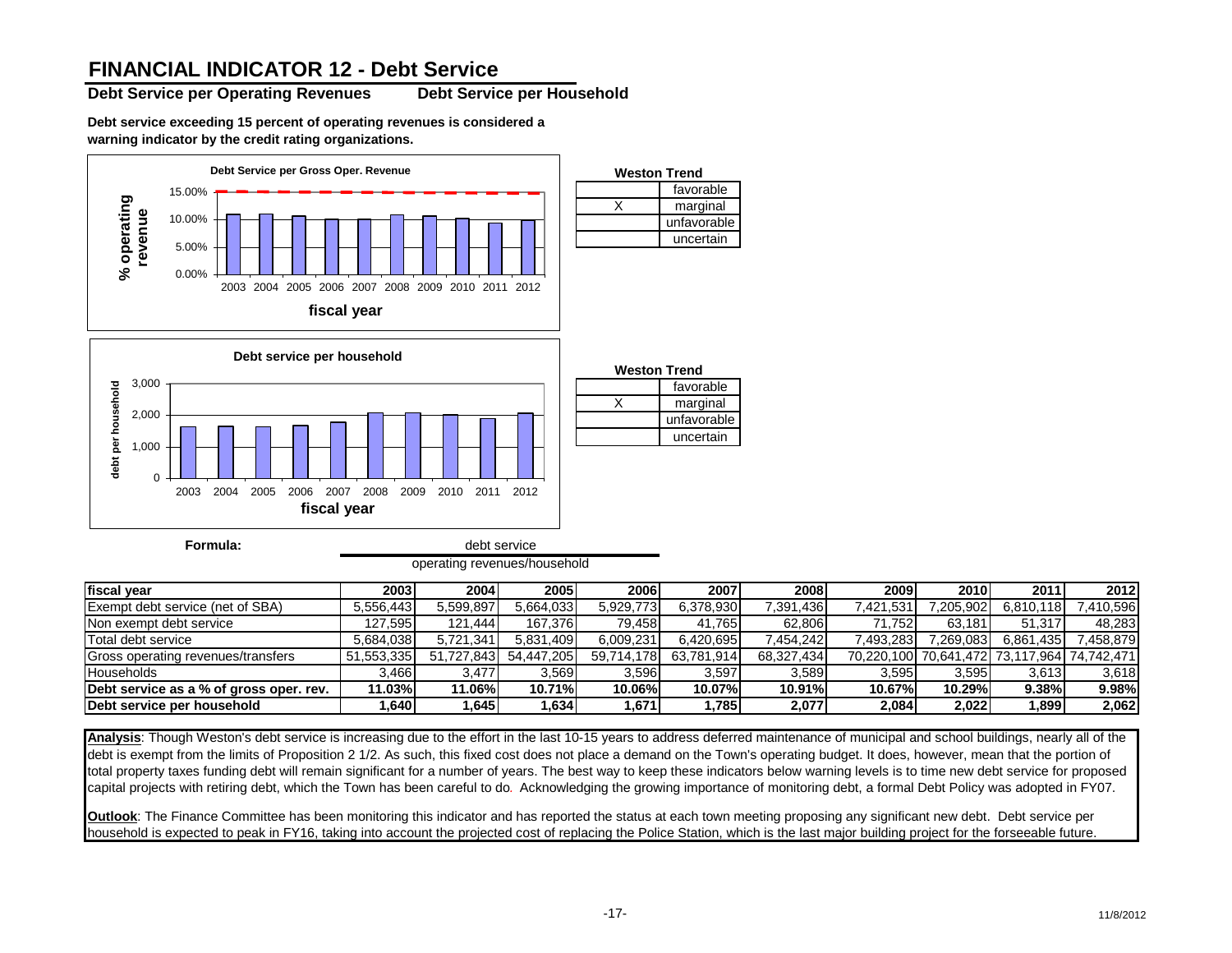# FINANCIAL INDICATOR 12 - Debt Service

**Debt Service per Operating Revenues** **Debt Service per Household**

**Debt service exceeding 15 percent of operating revenues is considered a warning indicator by the credit rating organizations.**

**Debt Service per Gross Oper. Revenue**

**Weston Trend**

| | |
|---|---|
| | favorable |
| X | marginal |
| | unfavorable |
| | uncertain |

**Debt service per household**

**Weston Trend**

| | |
|---|---|
| | favorable |
| X | marginal |
| | unfavorable |
| | uncertain |

**Formula:**

$$\frac{\text{debt service}}{\text{operating revenues/household}}$$

| fiscal year | 2003 | 2004 | 2005 | 2006 | 2007 | 2008 | 2009 | 2010 | 2011 | 2012 |
|---|---|---|---|---|---|---|---|---|---|---|
| Exempt debt service (net of SBA) | 5,556,443 | 5,599,897 | 5,664,033 | 5,929,773 | 6,378,930 | 7,391,436 | 7,421,531 | 7,205,902 | 6,810,118 | 7,410,596 |
| Non exempt debt service | 127,595 | 121,444 | 167,376 | 79,458 | 41,765 | 62,806 | 71,752 | 63,181 | 51,317 | 48,283 |
| Total debt service | 5,684,038 | 5,721,341 | 5,831,409 | 6,009,231 | 6,420,695 | 7,454,242 | 7,493,283 | 7,269,083 | 6,861,435 | 7,458,879 |
| Gross operating revenues/transfers | 51,553,335 | 51,727,843 | 54,447,205 | 59,714,178 | 63,781,914 | 68,327,434 | 70,220,100 | 70,641,472 | 73,117,964 | 74,742,471 |
| Households | 3,466 | 3,477 | 3,569 | 3,596 | 3,597 | 3,589 | 3,595 | 3,595 | 3,613 | 3,618 |
| **Debt service as a % of gross oper. rev.** | **11.03%** | **11.06%** | **10.71%** | **10.06%** | **10.07%** | **10.91%** | **10.67%** | **10.29%** | **9.38%** | **9.98%** |
| **Debt service per household** | **1,640** | **1,645** | **1,634** | **1,671** | **1,785** | **2,077** | **2,084** | **2,022** | **1,899** | **2,062** |

**Analysis**: Though Weston's debt service is increasing due to the effort in the last 10-15 years to address deferred maintenance of municipal and school buildings, nearly all of the debt is exempt from the limits of Proposition 2 1/2. As such, this fixed cost does not place a demand on the Town's operating budget. It does, however, mean that the portion of total property taxes funding debt will remain significant for a number of years. The best way to keep these indicators below warning levels is to time new debt service for proposed capital projects with retiring debt, which the Town has been careful to do. Acknowledging the growing importance of monitoring debt, a formal Debt Policy was adopted in FY07.

**Outlook**: The Finance Committee has been monitoring this indicator and has reported the status at each town meeting proposing any significant new debt. Debt service per household is expected to peak in FY16, taking into account the projected cost of replacing the Police Station, which is the last major building project for the forseeable future.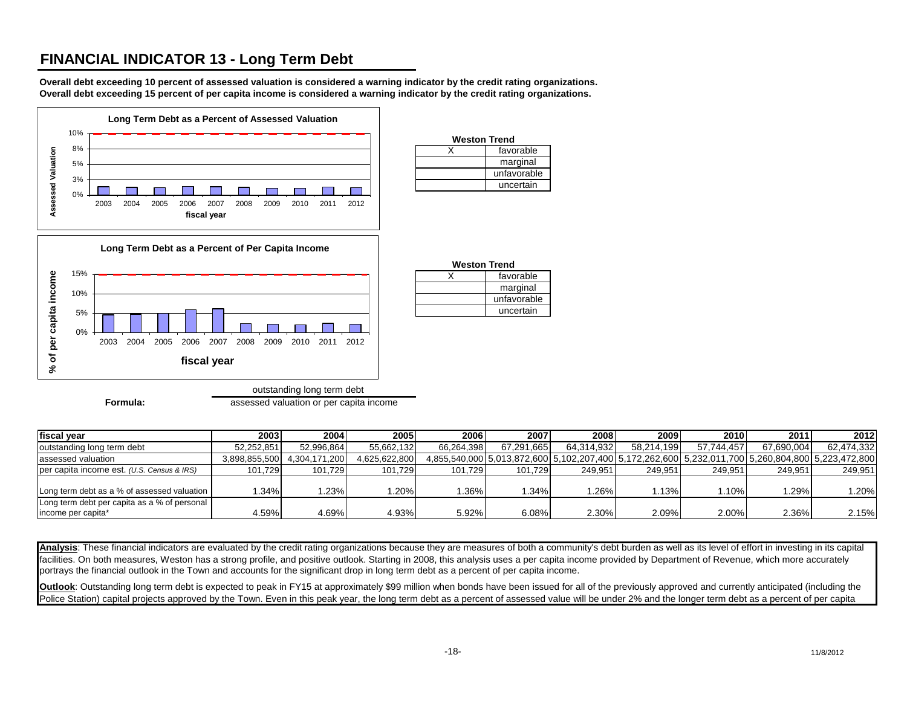# FINANCIAL INDICATOR 13 - Long Term Debt

**Overall debt exceeding 10 percent of assessed valuation is considered a warning indicator by the credit rating organizations.**
**Overall debt exceeding 15 percent of per capita income is considered a warning indicator by the credit rating organizations.**

**Long Term Debt as a Percent of Assessed Valuation**

| Weston Trend | |
|---|---|
| X | favorable |
| | marginal |
| | unfavorable |
| | uncertain |

**Long Term Debt as a Percent of Per Capita Income**

| Weston Trend | |
|---|---|
| X | favorable |
| | marginal |
| | unfavorable |
| | uncertain |

**Formula:** outstanding long term debt / assessed valuation or per capita income

| fiscal year | 2003 | 2004 | 2005 | 2006 | 2007 | 2008 | 2009 | 2010 | 2011 | 2012 |
|---|---|---|---|---|---|---|---|---|---|---|
| outstanding long term debt | 52,252,851 | 52,996,864 | 55,662,132 | 66,264,398 | 67,291,665 | 64,314,932 | 58,214,199 | 57,744,457 | 67,690,004 | 62,474,332 |
| assessed valuation | 3,898,855,500 | 4,304,171,200 | 4,625,622,800 | 4,855,540,000 | 5,013,872,600 | 5,102,207,400 | 5,172,262,600 | 5,232,011,700 | 5,260,804,800 | 5,223,472,800 |
| per capita income est. *(U.S. Census & IRS)* | 101,729 | 101,729 | 101,729 | 101,729 | 101,729 | 249,951 | 249,951 | 249,951 | 249,951 | 249,951 |
| Long term debt as a % of assessed valuation | 1.34% | 1.23% | 1.20% | 1.36% | 1.34% | 1.26% | 1.13% | 1.10% | 1.29% | 1.20% |
| Long term debt per capita as a % of personal income per capita* | 4.59% | 4.69% | 4.93% | 5.92% | 6.08% | 2.30% | 2.09% | 2.00% | 2.36% | 2.15% |

**Analysis**: These financial indicators are evaluated by the credit rating organizations because they are measures of both a community's debt burden as well as its level of effort in investing in its capital facilities. On both measures, Weston has a strong profile, and positive outlook. Starting in 2008, this analysis uses a per capita income provided by Department of Revenue, which more accurately portrays the financial outlook in the Town and accounts for the significant drop in long term debt as a percent of per capita income.

**Outlook**: Outstanding long term debt is expected to peak in FY15 at approximately $99 million when bonds have been issued for all of the previously approved and currently anticipated (including the Police Station) capital projects approved by the Town. Even in this peak year, the long term debt as a percent of assessed value will be under 2% and the longer term debt as a percent of per capita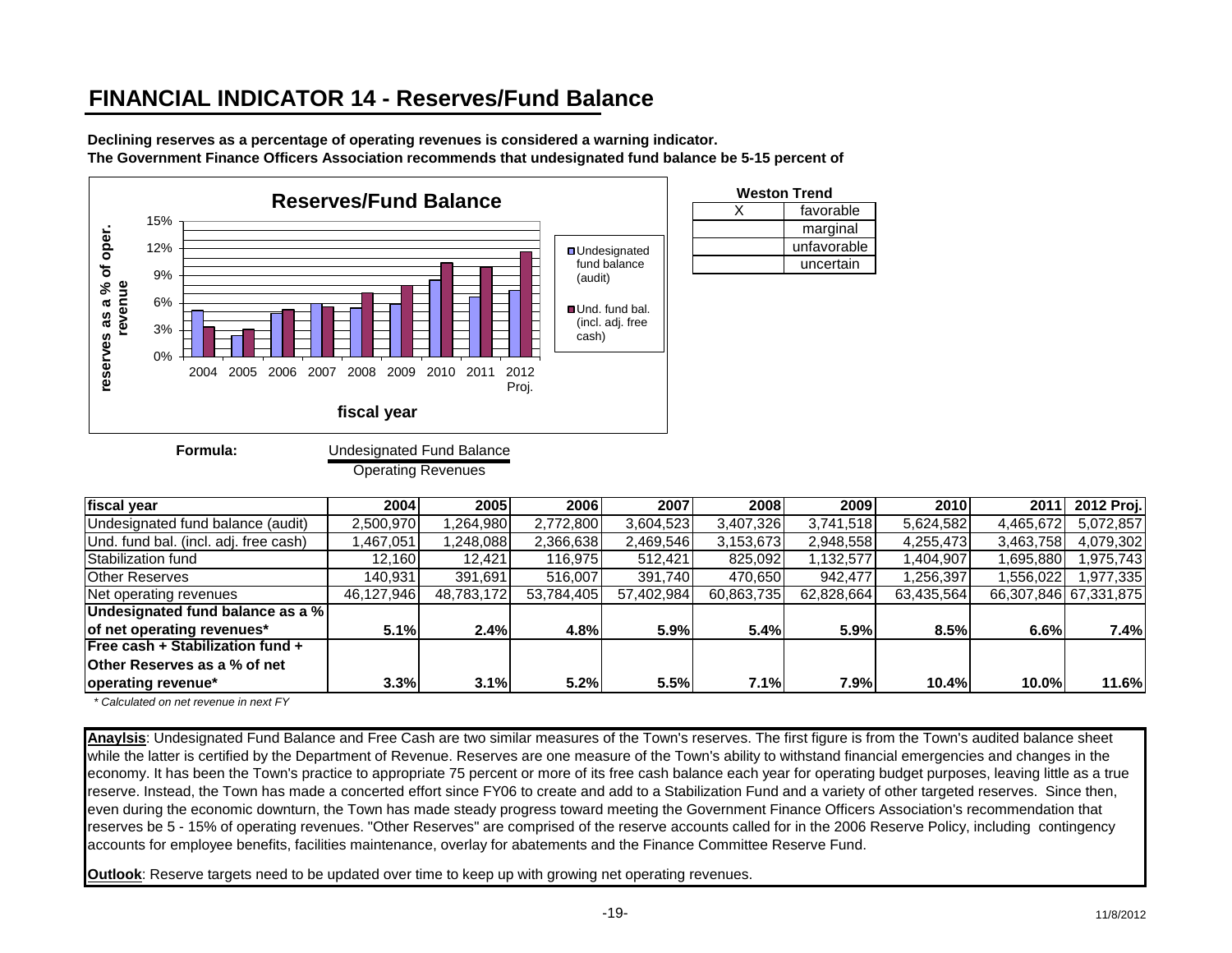# FINANCIAL INDICATOR 14 - Reserves/Fund Balance

**Declining reserves as a percentage of operating revenues is considered a warning indicator.**
**The Government Finance Officers Association recommends that undesignated fund balance be 5-15 percent of**

**Reserves/Fund Balance**

| fiscal year | 2004 | 2005 | 2006 | 2007 | 2008 | 2009 | 2010 | 2011 | 2012 Proj. |
|---|---|---|---|---|---|---|---|---|---|
| Undesignated fund balance (audit) | 5.1% | 2.4% | 4.8% | 5.9% | 5.4% | 5.9% | 8.5% | 6.6% | 7.4% |
| Und. fund bal. (incl. adj. free cash) | 3.3% | 3.1% | 5.2% | 5.5% | 7.1% | 7.9% | 10.4% | 10.0% | 11.6% |

y-axis: reserves as a % of oper. revenue; x-axis: fiscal year

**Weston Trend**

| | |
|---|---|
| X | favorable |
| | marginal |
| | unfavorable |
| | uncertain |

**Formula:** Undesignated Fund Balance / Operating Revenues

| fiscal year | 2004 | 2005 | 2006 | 2007 | 2008 | 2009 | 2010 | 2011 | 2012 Proj. |
|---|---|---|---|---|---|---|---|---|---|
| Undesignated fund balance (audit) | 2,500,970 | 1,264,980 | 2,772,800 | 3,604,523 | 3,407,326 | 3,741,518 | 5,624,582 | 4,465,672 | 5,072,857 |
| Und. fund bal. (incl. adj. free cash) | 1,467,051 | 1,248,088 | 2,366,638 | 2,469,546 | 3,153,673 | 2,948,558 | 4,255,473 | 3,463,758 | 4,079,302 |
| Stabilization fund | 12,160 | 12,421 | 116,975 | 512,421 | 825,092 | 1,132,577 | 1,404,907 | 1,695,880 | 1,975,743 |
| Other Reserves | 140,931 | 391,691 | 516,007 | 391,740 | 470,650 | 942,477 | 1,256,397 | 1,556,022 | 1,977,335 |
| Net operating revenues | 46,127,946 | 48,783,172 | 53,784,405 | 57,402,984 | 60,863,735 | 62,828,664 | 63,435,564 | 66,307,846 | 67,331,875 |
| **Undesignated fund balance as a % of net operating revenues*** | **5.1%** | **2.4%** | **4.8%** | **5.9%** | **5.4%** | **5.9%** | **8.5%** | **6.6%** | **7.4%** |
| **Free cash + Stabilization fund + Other Reserves as a % of net operating revenue*** | **3.3%** | **3.1%** | **5.2%** | **5.5%** | **7.1%** | **7.9%** | **10.4%** | **10.0%** | **11.6%** |

*\* Calculated on net revenue in next FY*

**Anaylsis**: Undesignated Fund Balance and Free Cash are two similar measures of the Town's reserves. The first figure is from the Town's audited balance sheet while the latter is certified by the Department of Revenue. Reserves are one measure of the Town's ability to withstand financial emergencies and changes in the economy. It has been the Town's practice to appropriate 75 percent or more of its free cash balance each year for operating budget purposes, leaving little as a true reserve. Instead, the Town has made a concerted effort since FY06 to create and add to a Stabilization Fund and a variety of other targeted reserves. Since then, even during the economic downturn, the Town has made steady progress toward meeting the Government Finance Officers Association's recommendation that reserves be 5 - 15% of operating revenues. "Other Reserves" are comprised of the reserve accounts called for in the 2006 Reserve Policy, including contingency accounts for employee benefits, facilities maintenance, overlay for abatements and the Finance Committee Reserve Fund.

**Outlook**: Reserve targets need to be updated over time to keep up with growing net operating revenues.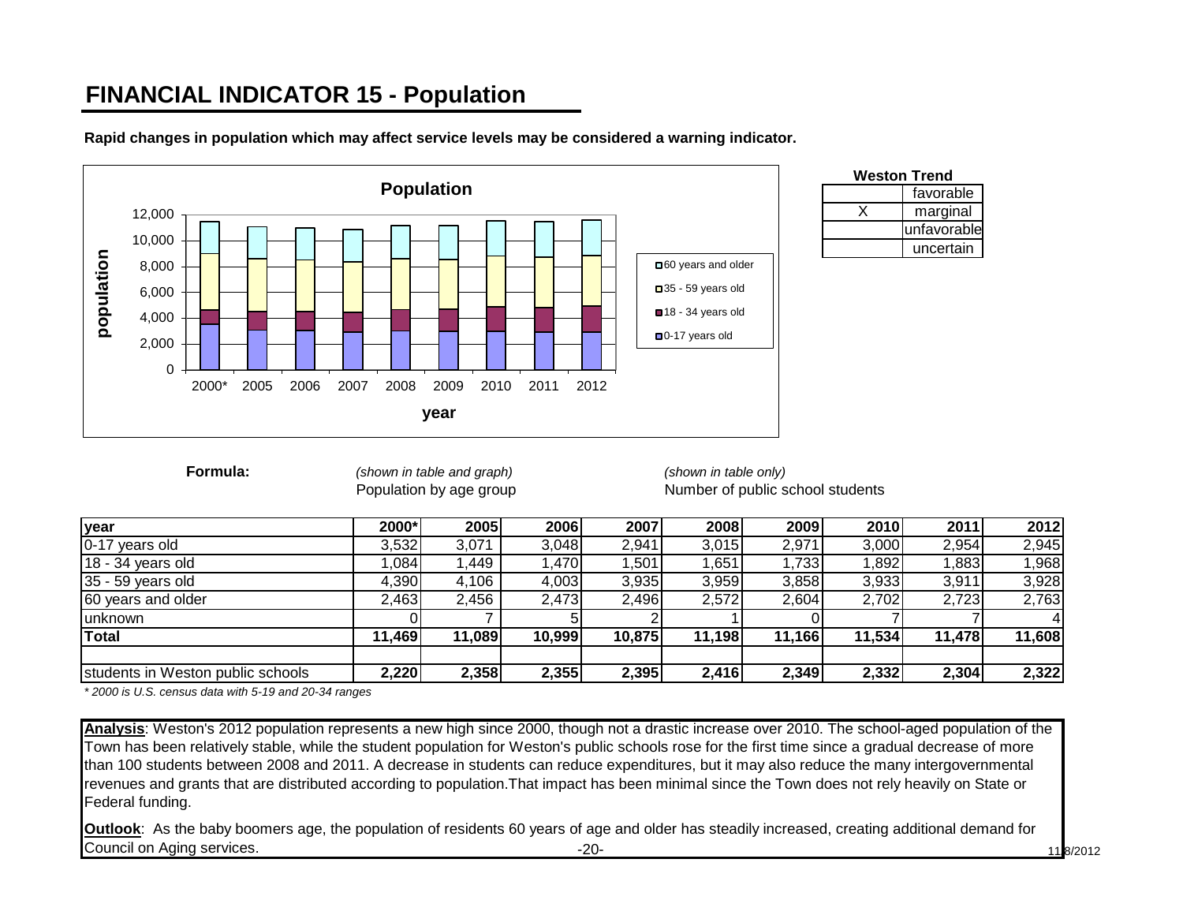# FINANCIAL INDICATOR 15 - Population

**Rapid changes in population which may affect service levels may be considered a warning indicator.**

**Weston Trend**

| | |
|---|---|
| | favorable |
| X | marginal |
| | unfavorable |
| | uncertain |

**Formula:**

*(shown in table and graph)*
Population by age group

*(shown in table only)*
Number of public school students

| year | 2000* | 2005 | 2006 | 2007 | 2008 | 2009 | 2010 | 2011 | 2012 |
|---|---|---|---|---|---|---|---|---|---|
| 0-17 years old | 3,532 | 3,071 | 3,048 | 2,941 | 3,015 | 2,971 | 3,000 | 2,954 | 2,945 |
| 18 - 34 years old | 1,084 | 1,449 | 1,470 | 1,501 | 1,651 | 1,733 | 1,892 | 1,883 | 1,968 |
| 35 - 59 years old | 4,390 | 4,106 | 4,003 | 3,935 | 3,959 | 3,858 | 3,933 | 3,911 | 3,928 |
| 60 years and older | 2,463 | 2,456 | 2,473 | 2,496 | 2,572 | 2,604 | 2,702 | 2,723 | 2,763 |
| unknown | 0 | 7 | 5 | 2 | 1 | 0 | 7 | 7 | 4 |
| **Total** | **11,469** | **11,089** | **10,999** | **10,875** | **11,198** | **11,166** | **11,534** | **11,478** | **11,608** |
| | | | | | | | | | |
| students in Weston public schools | **2,220** | **2,358** | **2,355** | **2,395** | **2,416** | **2,349** | **2,332** | **2,304** | **2,322** |

*\* 2000 is U.S. census data with 5-19 and 20-34 ranges*

**Analysis**: Weston's 2012 population represents a new high since 2000, though not a drastic increase over 2010. The school-aged population of the Town has been relatively stable, while the student population for Weston's public schools rose for the first time since a gradual decrease of more than 100 students between 2008 and 2011. A decrease in students can reduce expenditures, but it may also reduce the many intergovernmental revenues and grants that are distributed according to population.That impact has been minimal since the Town does not rely heavily on State or Federal funding.

**Outlook**: As the baby boomers age, the population of residents 60 years of age and older has steadily increased, creating additional demand for Council on Aging services.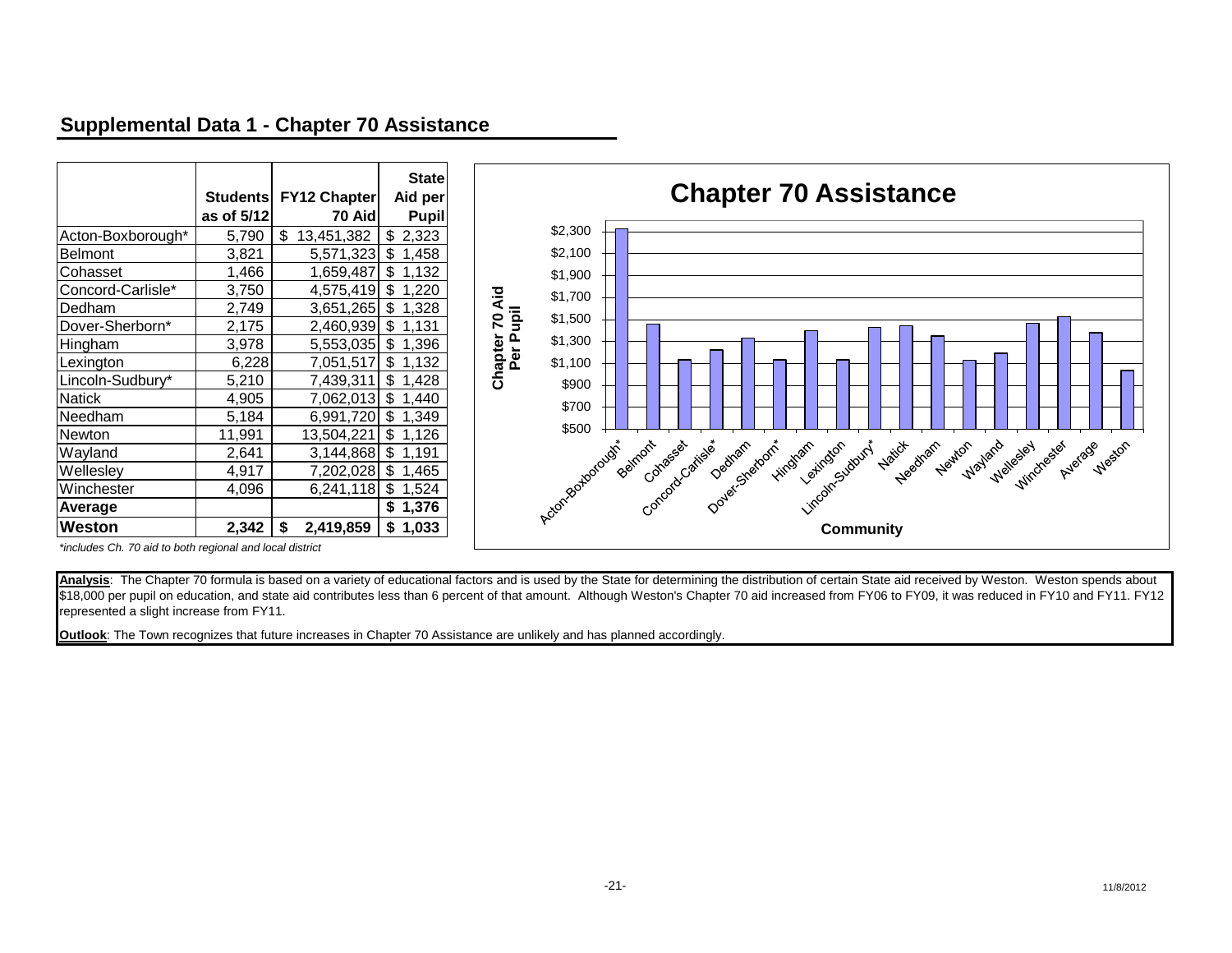## Supplemental Data 1 - Chapter 70 Assistance

| | Students as of 5/12 | FY12 Chapter 70 Aid | State Aid per Pupil |
|---|---|---|---|
| Acton-Boxborough* | 5,790 | $ 13,451,382 | $ 2,323 |
| Belmont | 3,821 | 5,571,323 | $ 1,458 |
| Cohasset | 1,466 | 1,659,487 | $ 1,132 |
| Concord-Carlisle* | 3,750 | 4,575,419 | $ 1,220 |
| Dedham | 2,749 | 3,651,265 | $ 1,328 |
| Dover-Sherborn* | 2,175 | 2,460,939 | $ 1,131 |
| Hingham | 3,978 | 5,553,035 | $ 1,396 |
| Lexington | 6,228 | 7,051,517 | $ 1,132 |
| Lincoln-Sudbury* | 5,210 | 7,439,311 | $ 1,428 |
| Natick | 4,905 | 7,062,013 | $ 1,440 |
| Needham | 5,184 | 6,991,720 | $ 1,349 |
| Newton | 11,991 | 13,504,221 | $ 1,126 |
| Wayland | 2,641 | 3,144,868 | $ 1,191 |
| Wellesley | 4,917 | 7,202,028 | $ 1,465 |
| Winchester | 4,096 | 6,241,118 | $ 1,524 |
| **Average** | | | **$ 1,376** |
| **Weston** | **2,342** | **$ 2,419,859** | **$ 1,033** |

*includes Ch. 70 aid to both regional and local district*

**Chapter 70 Assistance**

Chapter 70 Aid Per Pupil by Community

**Analysis**: The Chapter 70 formula is based on a variety of educational factors and is used by the State for determining the distribution of certain State aid received by Weston. Weston spends about $18,000 per pupil on education, and state aid contributes less than 6 percent of that amount. Although Weston's Chapter 70 aid increased from FY06 to FY09, it was reduced in FY10 and FY11. FY12 represented a slight increase from FY11.

**Outlook**: The Town recognizes that future increases in Chapter 70 Assistance are unlikely and has planned accordingly.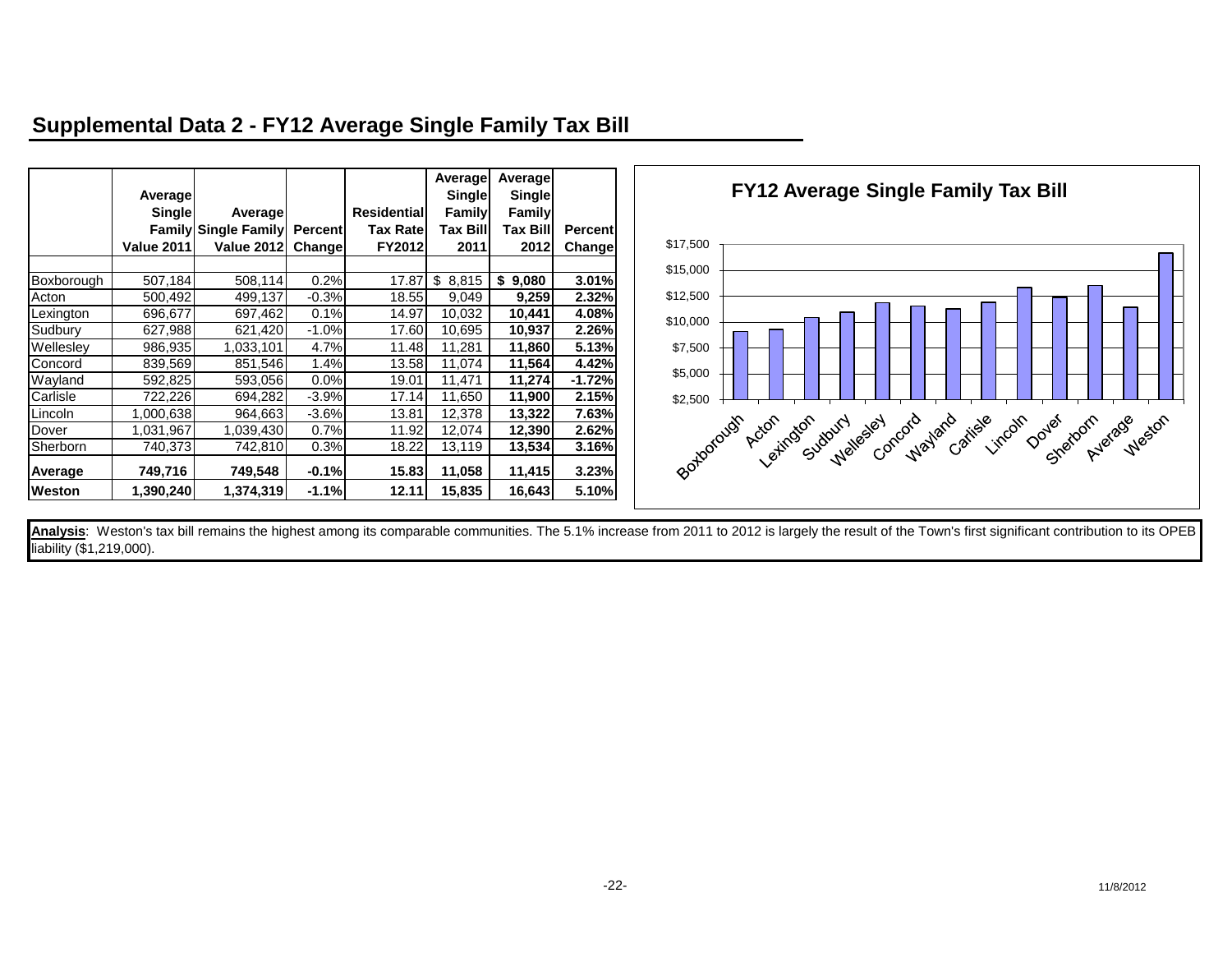## Supplemental Data 2 - FY12 Average Single Family Tax Bill

| | Average Single Family Value 2011 | Average Single Family Value 2012 | Percent Change | Residential Tax Rate FY2012 | Average Single Family Tax Bill 2011 | Average Single Family Tax Bill 2012 | Percent Change |
|---|---|---|---|---|---|---|---|
| Boxborough | 507,184 | 508,114 | 0.2% | 17.87 | $ 8,815 | **$ 9,080** | **3.01%** |
| Acton | 500,492 | 499,137 | -0.3% | 18.55 | 9,049 | **9,259** | **2.32%** |
| Lexington | 696,677 | 697,462 | 0.1% | 14.97 | 10,032 | **10,441** | **4.08%** |
| Sudbury | 627,988 | 621,420 | -1.0% | 17.60 | 10,695 | **10,937** | **2.26%** |
| Wellesley | 986,935 | 1,033,101 | 4.7% | 11.48 | 11,281 | **11,860** | **5.13%** |
| Concord | 839,569 | 851,546 | 1.4% | 13.58 | 11,074 | **11,564** | **4.42%** |
| Wayland | 592,825 | 593,056 | 0.0% | 19.01 | 11,471 | **11,274** | **-1.72%** |
| Carlisle | 722,226 | 694,282 | -3.9% | 17.14 | 11,650 | **11,900** | **2.15%** |
| Lincoln | 1,000,638 | 964,663 | -3.6% | 13.81 | 12,378 | **13,322** | **7.63%** |
| Dover | 1,031,967 | 1,039,430 | 0.7% | 11.92 | 12,074 | **12,390** | **2.62%** |
| Sherborn | 740,373 | 742,810 | 0.3% | 18.22 | 13,119 | **13,534** | **3.16%** |
| **Average** | **749,716** | **749,548** | **-0.1%** | **15.83** | **11,058** | **11,415** | **3.23%** |
| **Weston** | **1,390,240** | **1,374,319** | **-1.1%** | **12.11** | **15,835** | **16,643** | **5.10%** |

**FY12 Average Single Family Tax Bill**

**Analysis**: Weston's tax bill remains the highest among its comparable communities. The 5.1% increase from 2011 to 2012 is largely the result of the Town's first significant contribution to its OPEB liability ($1,219,000).

11/8/2012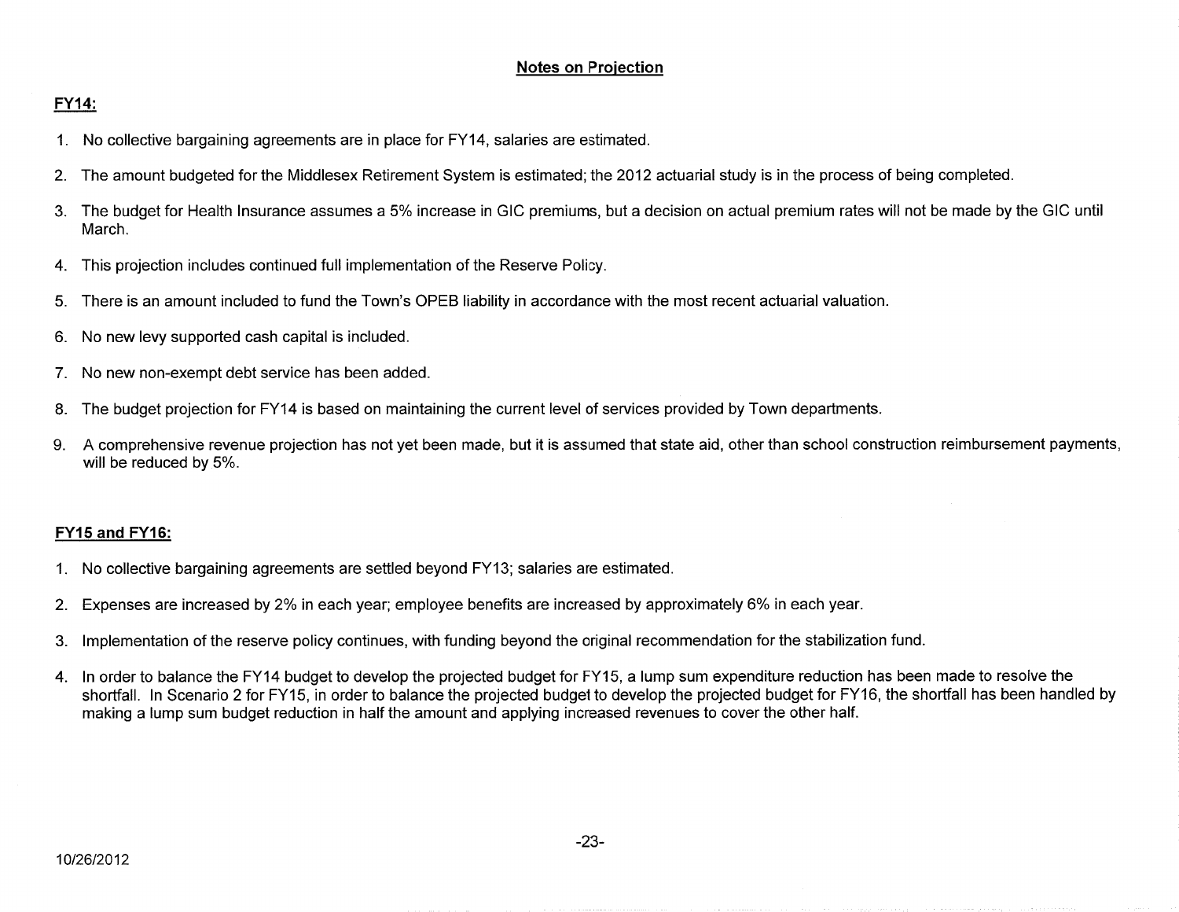## Notes on Projection

### FY14:

1. No collective bargaining agreements are in place for FY14, salaries are estimated.
2. The amount budgeted for the Middlesex Retirement System is estimated; the 2012 actuarial study is in the process of being completed.
3. The budget for Health Insurance assumes a 5% increase in GIC premiums, but a decision on actual premium rates will not be made by the GIC until March.
4. This projection includes continued full implementation of the Reserve Policy.
5. There is an amount included to fund the Town's OPEB liability in accordance with the most recent actuarial valuation.
6. No new levy supported cash capital is included.
7. No new non-exempt debt service has been added.
8. The budget projection for FY14 is based on maintaining the current level of services provided by Town departments.
9. A comprehensive revenue projection has not yet been made, but it is assumed that state aid, other than school construction reimbursement payments, will be reduced by 5%.

### FY15 and FY16:

1. No collective bargaining agreements are settled beyond FY13; salaries are estimated.
2. Expenses are increased by 2% in each year; employee benefits are increased by approximately 6% in each year.
3. Implementation of the reserve policy continues, with funding beyond the original recommendation for the stabilization fund.
4. In order to balance the FY14 budget to develop the projected budget for FY15, a lump sum expenditure reduction has been made to resolve the shortfall. In Scenario 2 for FY15, in order to balance the projected budget to develop the projected budget for FY16, the shortfall has been handled by making a lump sum budget reduction in half the amount and applying increased revenues to cover the other half.

10/26/2012